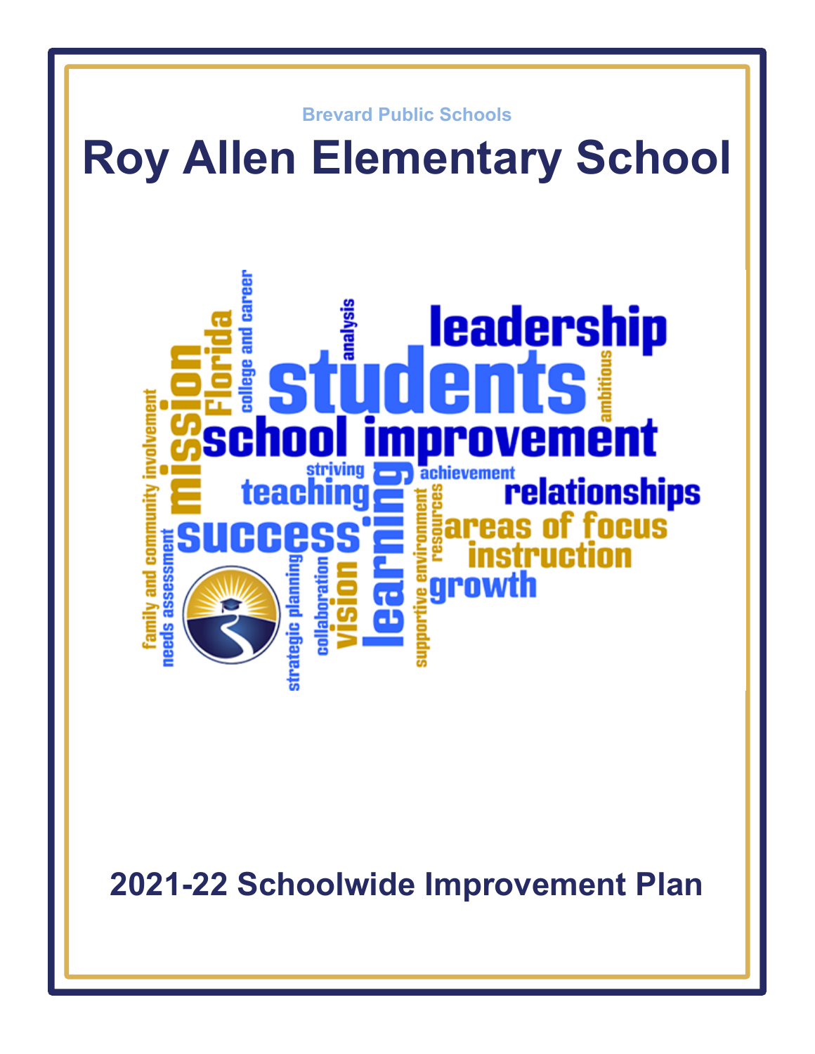Brevard Public Schools

# Roy Allen Elementary School

## 2021-22 Schoolwide Improvement Plan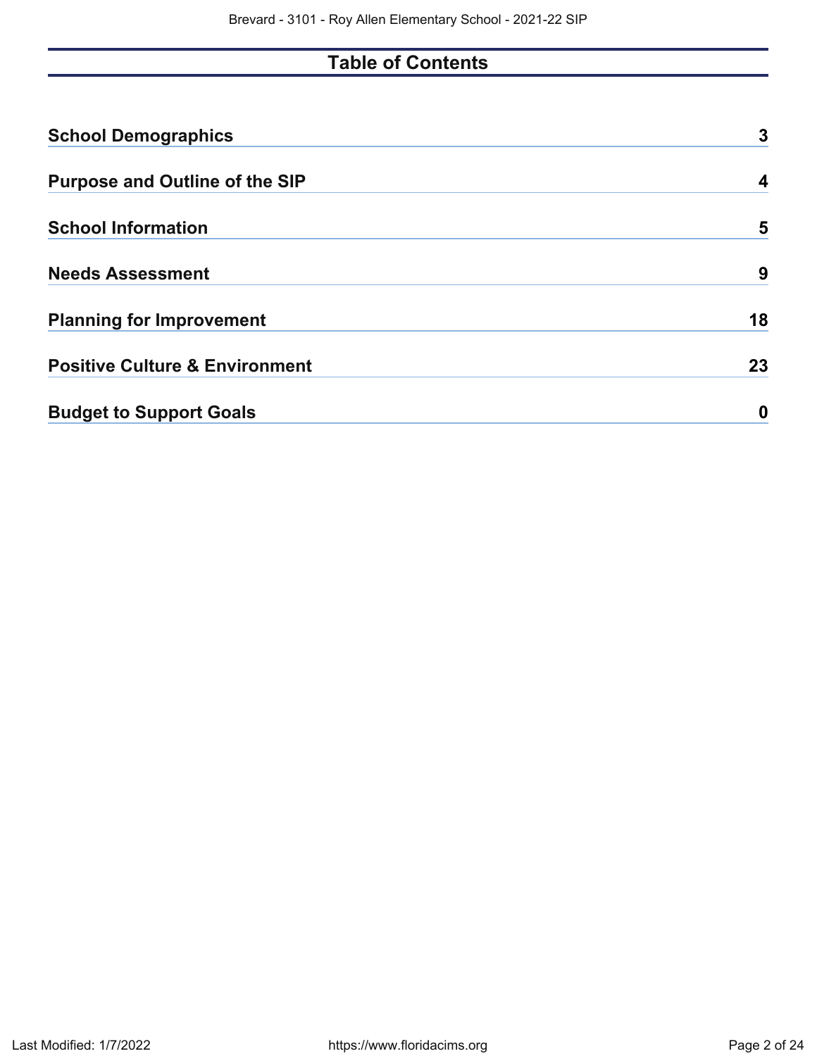# Table of Contents

| | |
|---|---|
| **School Demographics** | **3** |
| **Purpose and Outline of the SIP** | **4** |
| **School Information** | **5** |
| **Needs Assessment** | **9** |
| **Planning for Improvement** | **18** |
| **Positive Culture & Environment** | **23** |
| **Budget to Support Goals** | **0** |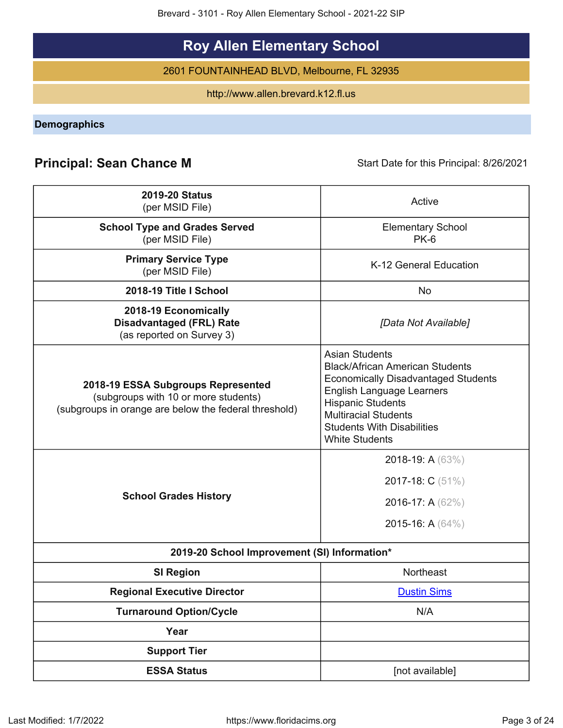# Roy Allen Elementary School

2601 FOUNTAINHEAD BLVD, Melbourne, FL 32935

http://www.allen.brevard.k12.fl.us

## Demographics

**Principal: Sean Chance M**

Start Date for this Principal: 8/26/2021

| | |
|---|---|
| **2019-20 Status** (per MSID File) | Active |
| **School Type and Grades Served** (per MSID File) | Elementary School PK-6 |
| **Primary Service Type** (per MSID File) | K-12 General Education |
| **2018-19 Title I School** | No |
| **2018-19 Economically Disadvantaged (FRL) Rate** (as reported on Survey 3) | *[Data Not Available]* |
| **2018-19 ESSA Subgroups Represented** (subgroups with 10 or more students) (subgroups in orange are below the federal threshold) | Asian Students<br>Black/African American Students<br>Economically Disadvantaged Students<br>English Language Learners<br>Hispanic Students<br>Multiracial Students<br>Students With Disabilities<br>White Students |
| **School Grades History** | 2018-19: A (63%)<br>2017-18: C (51%)<br>2016-17: A (62%)<br>2015-16: A (64%) |
| **2019-20 School Improvement (SI) Information*** | |
| **SI Region** | Northeast |
| **Regional Executive Director** | Dustin Sims |
| **Turnaround Option/Cycle** | N/A |
| **Year** | |
| **Support Tier** | |
| **ESSA Status** | [not available] |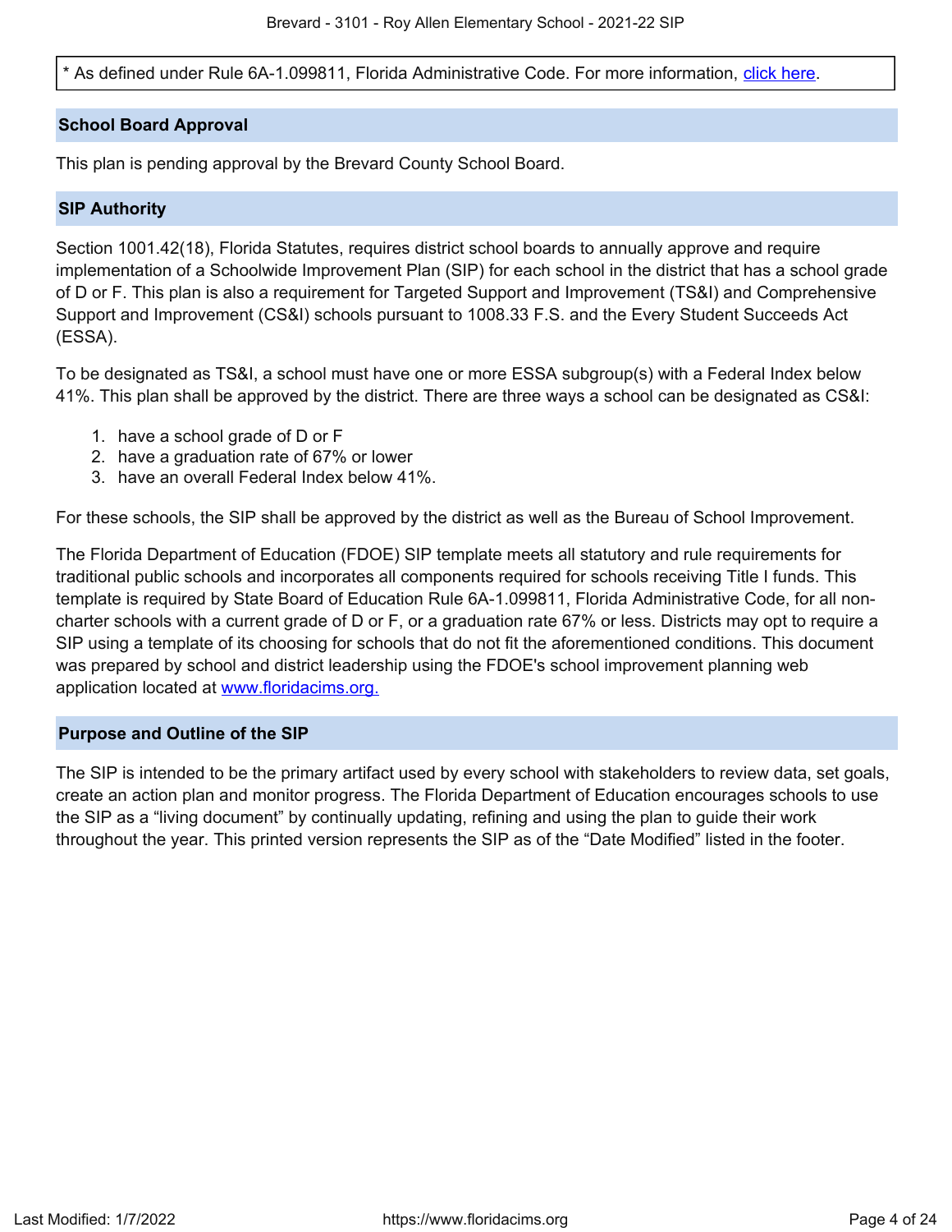* As defined under Rule 6A-1.099811, Florida Administrative Code. For more information, click here.

## School Board Approval

This plan is pending approval by the Brevard County School Board.

## SIP Authority

Section 1001.42(18), Florida Statutes, requires district school boards to annually approve and require implementation of a Schoolwide Improvement Plan (SIP) for each school in the district that has a school grade of D or F. This plan is also a requirement for Targeted Support and Improvement (TS&I) and Comprehensive Support and Improvement (CS&I) schools pursuant to 1008.33 F.S. and the Every Student Succeeds Act (ESSA).

To be designated as TS&I, a school must have one or more ESSA subgroup(s) with a Federal Index below 41%. This plan shall be approved by the district. There are three ways a school can be designated as CS&I:

1. have a school grade of D or F
2. have a graduation rate of 67% or lower
3. have an overall Federal Index below 41%.

For these schools, the SIP shall be approved by the district as well as the Bureau of School Improvement.

The Florida Department of Education (FDOE) SIP template meets all statutory and rule requirements for traditional public schools and incorporates all components required for schools receiving Title I funds. This template is required by State Board of Education Rule 6A-1.099811, Florida Administrative Code, for all non-charter schools with a current grade of D or F, or a graduation rate 67% or less. Districts may opt to require a SIP using a template of its choosing for schools that do not fit the aforementioned conditions. This document was prepared by school and district leadership using the FDOE's school improvement planning web application located at www.floridacims.org.

## Purpose and Outline of the SIP

The SIP is intended to be the primary artifact used by every school with stakeholders to review data, set goals, create an action plan and monitor progress. The Florida Department of Education encourages schools to use the SIP as a "living document" by continually updating, refining and using the plan to guide their work throughout the year. This printed version represents the SIP as of the "Date Modified" listed in the footer.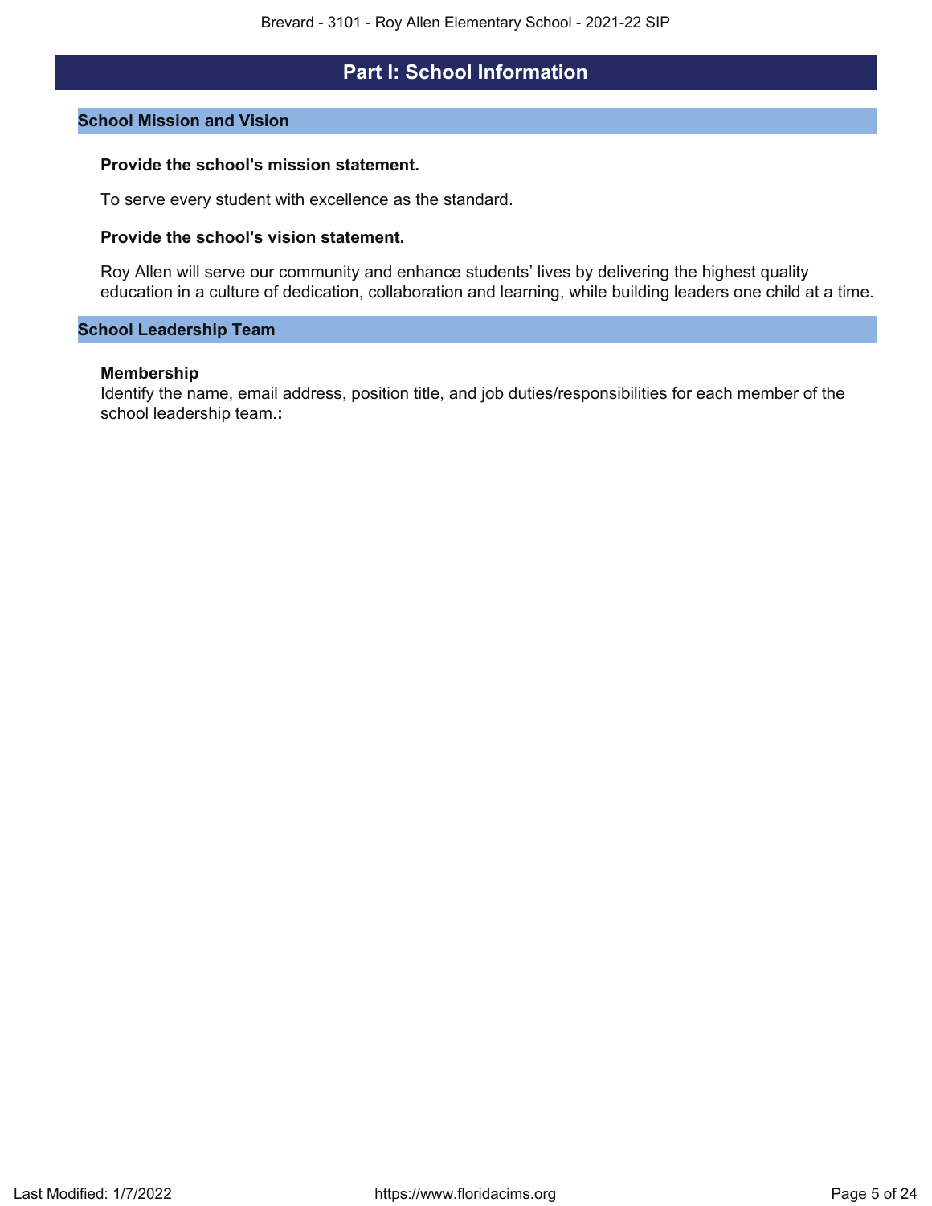# Part I: School Information

## School Mission and Vision

**Provide the school's mission statement.**

To serve every student with excellence as the standard.

**Provide the school's vision statement.**

Roy Allen will serve our community and enhance students' lives by delivering the highest quality education in a culture of dedication, collaboration and learning, while building leaders one child at a time.

## School Leadership Team

**Membership**

Identify the name, email address, position title, and job duties/responsibilities for each member of the school leadership team.**:**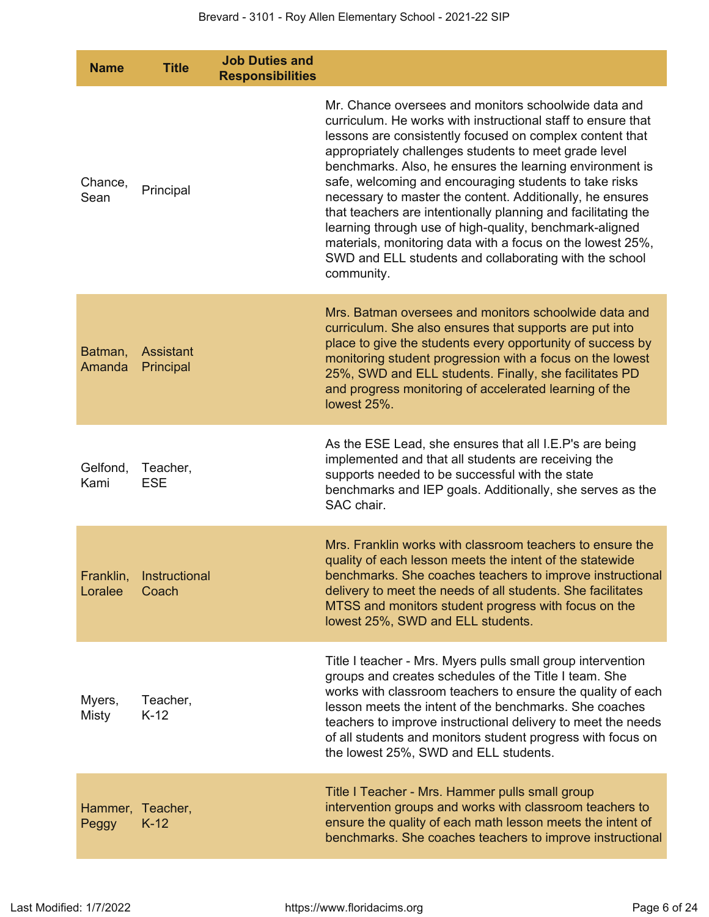| Name | Title | Job Duties and Responsibilities | |
|---|---|---|---|
| Chance, Sean | Principal | | Mr. Chance oversees and monitors schoolwide data and curriculum. He works with instructional staff to ensure that lessons are consistently focused on complex content that appropriately challenges students to meet grade level benchmarks. Also, he ensures the learning environment is safe, welcoming and encouraging students to take risks necessary to master the content. Additionally, he ensures that teachers are intentionally planning and facilitating the learning through use of high-quality, benchmark-aligned materials, monitoring data with a focus on the lowest 25%, SWD and ELL students and collaborating with the school community. |
| Batman, Amanda | Assistant Principal | | Mrs. Batman oversees and monitors schoolwide data and curriculum. She also ensures that supports are put into place to give the students every opportunity of success by monitoring student progression with a focus on the lowest 25%, SWD and ELL students. Finally, she facilitates PD and progress monitoring of accelerated learning of the lowest 25%. |
| Gelfond, Kami | Teacher, ESE | | As the ESE Lead, she ensures that all I.E.P's are being implemented and that all students are receiving the supports needed to be successful with the state benchmarks and IEP goals. Additionally, she serves as the SAC chair. |
| Franklin, Loralee | Instructional Coach | | Mrs. Franklin works with classroom teachers to ensure the quality of each lesson meets the intent of the statewide benchmarks. She coaches teachers to improve instructional delivery to meet the needs of all students. She facilitates MTSS and monitors student progress with focus on the lowest 25%, SWD and ELL students. |
| Myers, Misty | Teacher, K-12 | | Title I teacher - Mrs. Myers pulls small group intervention groups and creates schedules of the Title I team. She works with classroom teachers to ensure the quality of each lesson meets the intent of the benchmarks. She coaches teachers to improve instructional delivery to meet the needs of all students and monitors student progress with focus on the lowest 25%, SWD and ELL students. |
| Hammer, Peggy | Teacher, K-12 | | Title I Teacher - Mrs. Hammer pulls small group intervention groups and works with classroom teachers to ensure the quality of each math lesson meets the intent of benchmarks. She coaches teachers to improve instructional |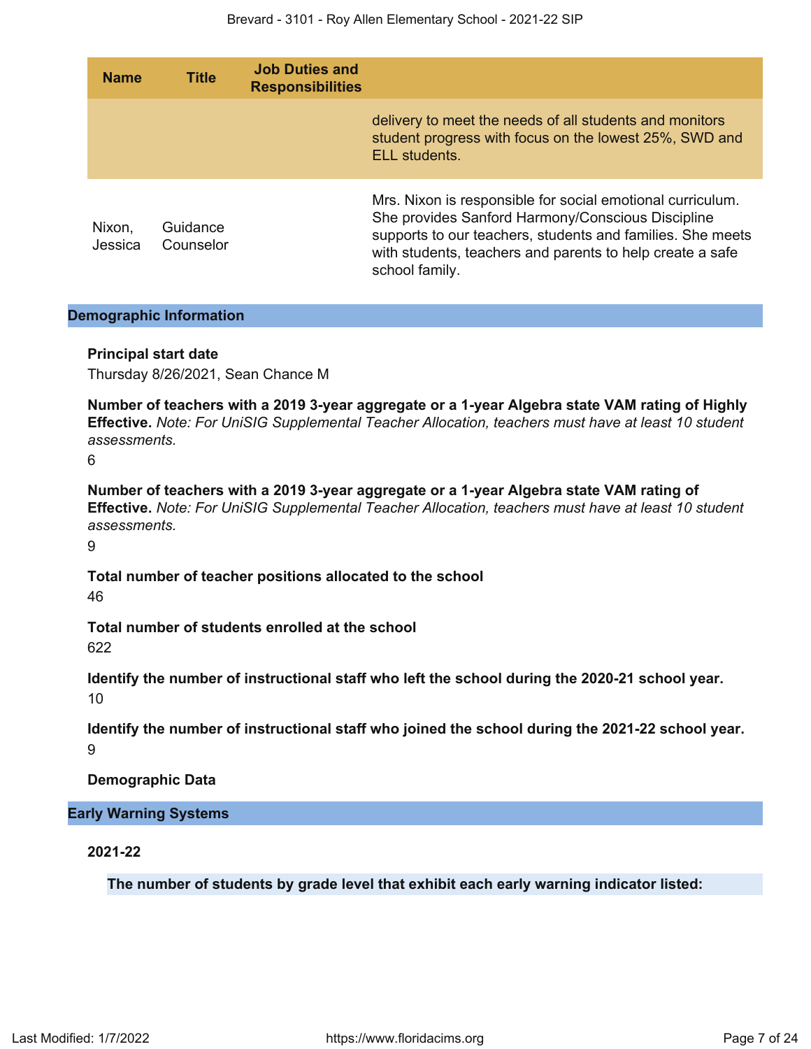| Name | Title | Job Duties and Responsibilities | |
|---|---|---|---|
| | | | delivery to meet the needs of all students and monitors student progress with focus on the lowest 25%, SWD and ELL students. |
| Nixon, Jessica | Guidance Counselor | | Mrs. Nixon is responsible for social emotional curriculum. She provides Sanford Harmony/Conscious Discipline supports to our teachers, students and families. She meets with students, teachers and parents to help create a safe school family. |

## Demographic Information

**Principal start date**

Thursday 8/26/2021, Sean Chance M

**Number of teachers with a 2019 3-year aggregate or a 1-year Algebra state VAM rating of Highly Effective.** *Note: For UniSIG Supplemental Teacher Allocation, teachers must have at least 10 student assessments.*

6

**Number of teachers with a 2019 3-year aggregate or a 1-year Algebra state VAM rating of Effective.** *Note: For UniSIG Supplemental Teacher Allocation, teachers must have at least 10 student assessments.*

9

**Total number of teacher positions allocated to the school**

46

**Total number of students enrolled at the school**

622

**Identify the number of instructional staff who left the school during the 2020-21 school year.**

10

**Identify the number of instructional staff who joined the school during the 2021-22 school year.**

9

**Demographic Data**

## Early Warning Systems

**2021-22**

**The number of students by grade level that exhibit each early warning indicator listed:**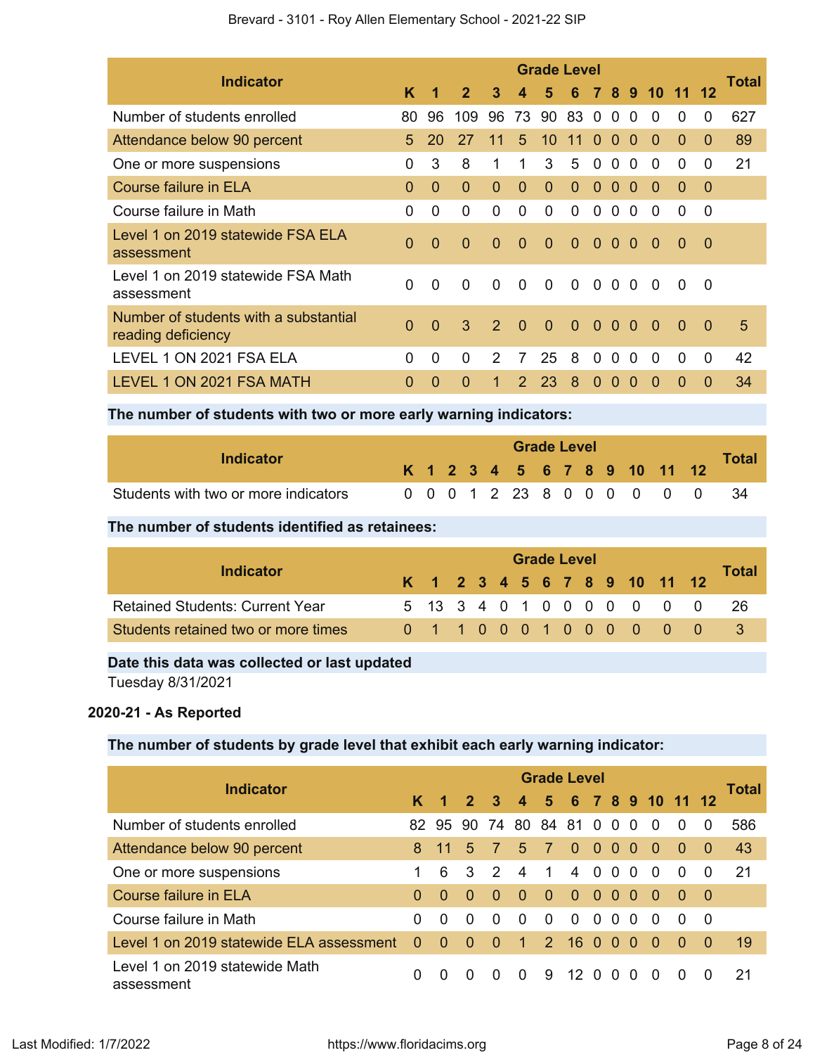| Indicator | Grade Level | | | | | | | | | | | | | Total |
|---|---|---|---|---|---|---|---|---|---|---|---|---|---|---|
| | K | 1 | 2 | 3 | 4 | 5 | 6 | 7 | 8 | 9 | 10 | 11 | 12 | |
| Number of students enrolled | 80 | 96 | 109 | 96 | 73 | 90 | 83 | 0 | 0 | 0 | 0 | 0 | 0 | 627 |
| Attendance below 90 percent | 5 | 20 | 27 | 11 | 5 | 10 | 11 | 0 | 0 | 0 | 0 | 0 | 0 | 89 |
| One or more suspensions | 0 | 3 | 8 | 1 | 1 | 3 | 5 | 0 | 0 | 0 | 0 | 0 | 0 | 21 |
| Course failure in ELA | 0 | 0 | 0 | 0 | 0 | 0 | 0 | 0 | 0 | 0 | 0 | 0 | 0 | |
| Course failure in Math | 0 | 0 | 0 | 0 | 0 | 0 | 0 | 0 | 0 | 0 | 0 | 0 | 0 | |
| Level 1 on 2019 statewide FSA ELA assessment | 0 | 0 | 0 | 0 | 0 | 0 | 0 | 0 | 0 | 0 | 0 | 0 | 0 | |
| Level 1 on 2019 statewide FSA Math assessment | 0 | 0 | 0 | 0 | 0 | 0 | 0 | 0 | 0 | 0 | 0 | 0 | 0 | |
| Number of students with a substantial reading deficiency | 0 | 0 | 3 | 2 | 0 | 0 | 0 | 0 | 0 | 0 | 0 | 0 | 0 | 5 |
| LEVEL 1 ON 2021 FSA ELA | 0 | 0 | 0 | 2 | 7 | 25 | 8 | 0 | 0 | 0 | 0 | 0 | 0 | 42 |
| LEVEL 1 ON 2021 FSA MATH | 0 | 0 | 0 | 1 | 2 | 23 | 8 | 0 | 0 | 0 | 0 | 0 | 0 | 34 |

**The number of students with two or more early warning indicators:**

| Indicator | Grade Level | | | | | | | | | | | | | Total |
|---|---|---|---|---|---|---|---|---|---|---|---|---|---|---|
| | K | 1 | 2 | 3 | 4 | 5 | 6 | 7 | 8 | 9 | 10 | 11 | 12 | |
| Students with two or more indicators | 0 | 0 | 0 | 1 | 2 | 23 | 8 | 0 | 0 | 0 | 0 | 0 | 0 | 34 |

**The number of students identified as retainees:**

| Indicator | Grade Level | | | | | | | | | | | | | Total |
|---|---|---|---|---|---|---|---|---|---|---|---|---|---|---|
| | K | 1 | 2 | 3 | 4 | 5 | 6 | 7 | 8 | 9 | 10 | 11 | 12 | |
| Retained Students: Current Year | 5 | 13 | 3 | 4 | 0 | 1 | 0 | 0 | 0 | 0 | 0 | 0 | 0 | 26 |
| Students retained two or more times | 0 | 1 | 1 | 0 | 0 | 0 | 1 | 0 | 0 | 0 | 0 | 0 | 0 | 3 |

**Date this data was collected or last updated**

Tuesday 8/31/2021

**2020-21 - As Reported**

**The number of students by grade level that exhibit each early warning indicator:**

| Indicator | Grade Level | | | | | | | | | | | | | Total |
|---|---|---|---|---|---|---|---|---|---|---|---|---|---|---|
| | K | 1 | 2 | 3 | 4 | 5 | 6 | 7 | 8 | 9 | 10 | 11 | 12 | |
| Number of students enrolled | 82 | 95 | 90 | 74 | 80 | 84 | 81 | 0 | 0 | 0 | 0 | 0 | 0 | 586 |
| Attendance below 90 percent | 8 | 11 | 5 | 7 | 5 | 7 | 0 | 0 | 0 | 0 | 0 | 0 | 0 | 43 |
| One or more suspensions | 1 | 6 | 3 | 2 | 4 | 1 | 4 | 0 | 0 | 0 | 0 | 0 | 0 | 21 |
| Course failure in ELA | 0 | 0 | 0 | 0 | 0 | 0 | 0 | 0 | 0 | 0 | 0 | 0 | 0 | |
| Course failure in Math | 0 | 0 | 0 | 0 | 0 | 0 | 0 | 0 | 0 | 0 | 0 | 0 | 0 | |
| Level 1 on 2019 statewide ELA assessment | 0 | 0 | 0 | 0 | 1 | 2 | 16 | 0 | 0 | 0 | 0 | 0 | 0 | 19 |
| Level 1 on 2019 statewide Math assessment | 0 | 0 | 0 | 0 | 0 | 9 | 12 | 0 | 0 | 0 | 0 | 0 | 0 | 21 |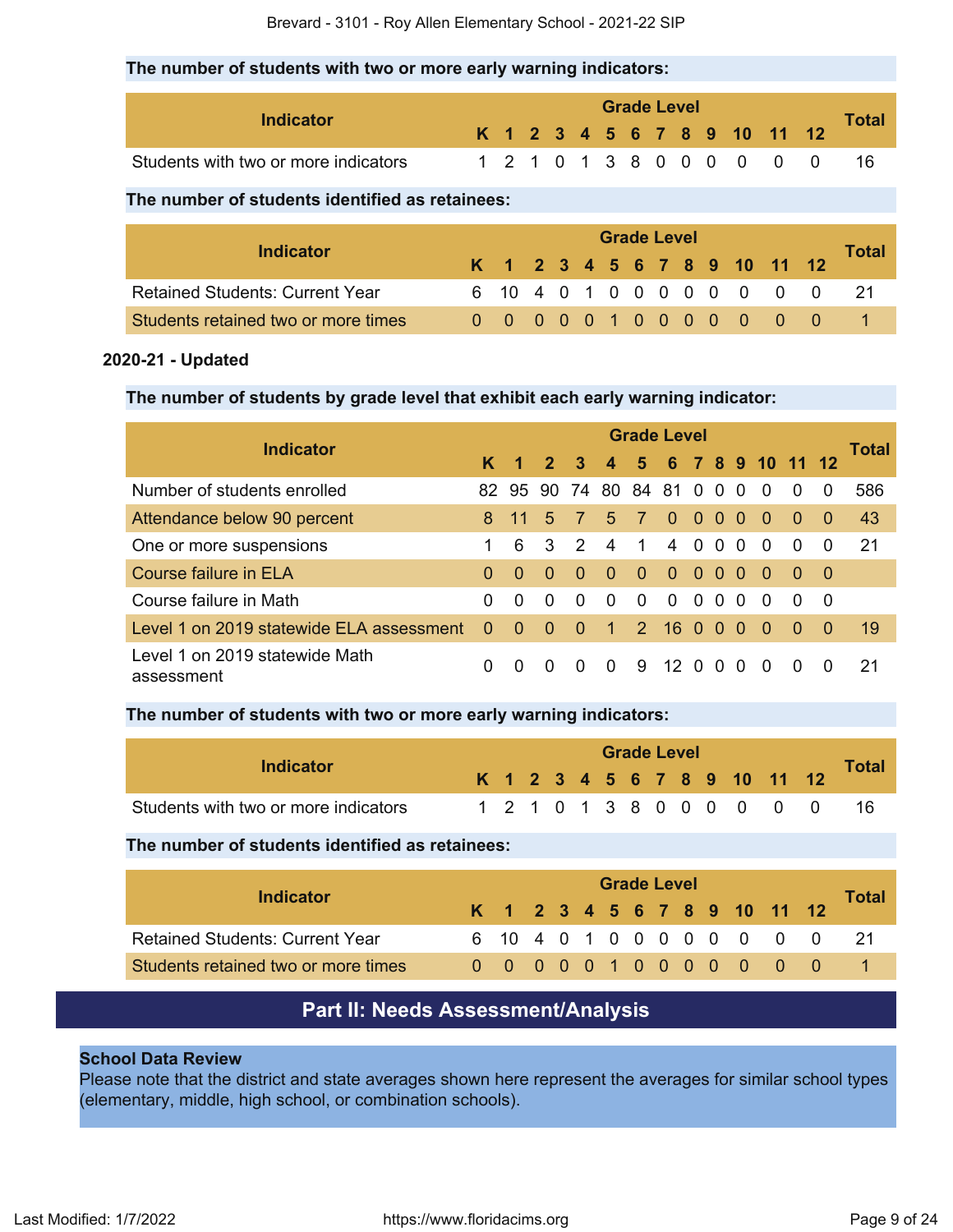### The number of students with two or more early warning indicators:

| Indicator | K | 1 | 2 | 3 | 4 | 5 | 6 | 7 | 8 | 9 | 10 | 11 | 12 | Total |
|---|---|---|---|---|---|---|---|---|---|---|---|---|---|---|
| Students with two or more indicators | 1 | 2 | 1 | 0 | 1 | 3 | 8 | 0 | 0 | 0 | 0 | 0 | 0 | 16 |

### The number of students identified as retainees:

| Indicator | K | 1 | 2 | 3 | 4 | 5 | 6 | 7 | 8 | 9 | 10 | 11 | 12 | Total |
|---|---|---|---|---|---|---|---|---|---|---|---|---|---|---|
| Retained Students: Current Year | 6 | 10 | 4 | 0 | 1 | 0 | 0 | 0 | 0 | 0 | 0 | 0 | 0 | 21 |
| Students retained two or more times | 0 | 0 | 0 | 0 | 0 | 1 | 0 | 0 | 0 | 0 | 0 | 0 | 0 | 1 |

**2020-21 - Updated**

### The number of students by grade level that exhibit each early warning indicator:

| Indicator | K | 1 | 2 | 3 | 4 | 5 | 6 | 7 | 8 | 9 | 10 | 11 | 12 | Total |
|---|---|---|---|---|---|---|---|---|---|---|---|---|---|---|
| Number of students enrolled | 82 | 95 | 90 | 74 | 80 | 84 | 81 | 0 | 0 | 0 | 0 | 0 | 0 | 586 |
| Attendance below 90 percent | 8 | 11 | 5 | 7 | 5 | 7 | 0 | 0 | 0 | 0 | 0 | 0 | 0 | 43 |
| One or more suspensions | 1 | 6 | 3 | 2 | 4 | 1 | 4 | 0 | 0 | 0 | 0 | 0 | 0 | 21 |
| Course failure in ELA | 0 | 0 | 0 | 0 | 0 | 0 | 0 | 0 | 0 | 0 | 0 | 0 | 0 | |
| Course failure in Math | 0 | 0 | 0 | 0 | 0 | 0 | 0 | 0 | 0 | 0 | 0 | 0 | 0 | |
| Level 1 on 2019 statewide ELA assessment | 0 | 0 | 0 | 0 | 1 | 2 | 16 | 0 | 0 | 0 | 0 | 0 | 0 | 19 |
| Level 1 on 2019 statewide Math assessment | 0 | 0 | 0 | 0 | 0 | 9 | 12 | 0 | 0 | 0 | 0 | 0 | 0 | 21 |

### The number of students with two or more early warning indicators:

| Indicator | K | 1 | 2 | 3 | 4 | 5 | 6 | 7 | 8 | 9 | 10 | 11 | 12 | Total |
|---|---|---|---|---|---|---|---|---|---|---|---|---|---|---|
| Students with two or more indicators | 1 | 2 | 1 | 0 | 1 | 3 | 8 | 0 | 0 | 0 | 0 | 0 | 0 | 16 |

### The number of students identified as retainees:

| Indicator | K | 1 | 2 | 3 | 4 | 5 | 6 | 7 | 8 | 9 | 10 | 11 | 12 | Total |
|---|---|---|---|---|---|---|---|---|---|---|---|---|---|---|
| Retained Students: Current Year | 6 | 10 | 4 | 0 | 1 | 0 | 0 | 0 | 0 | 0 | 0 | 0 | 0 | 21 |
| Students retained two or more times | 0 | 0 | 0 | 0 | 0 | 1 | 0 | 0 | 0 | 0 | 0 | 0 | 0 | 1 |

## Part II: Needs Assessment/Analysis

**School Data Review**

Please note that the district and state averages shown here represent the averages for similar school types (elementary, middle, high school, or combination schools).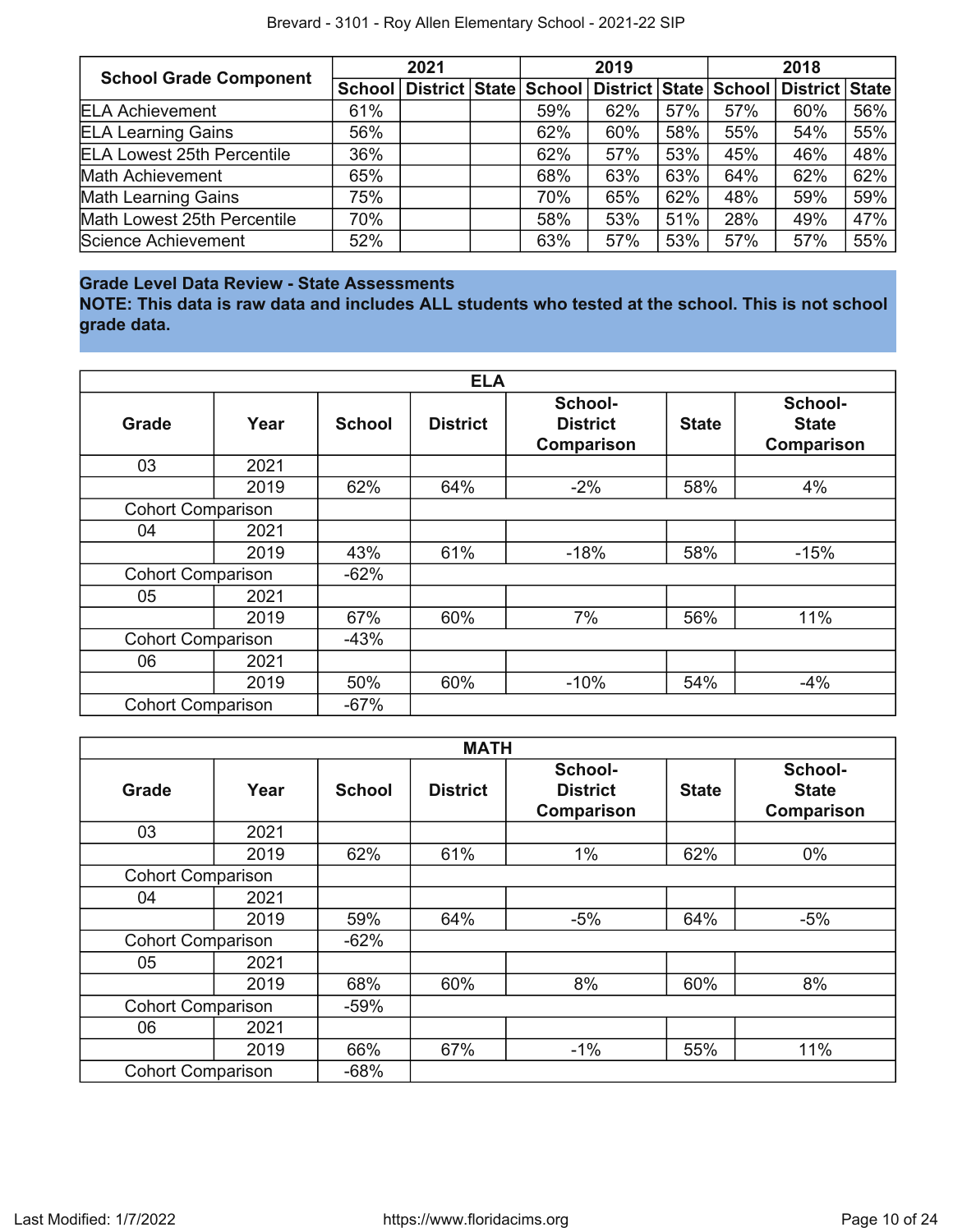| School Grade Component | 2021 | | | 2019 | | | 2018 | | |
|---|---|---|---|---|---|---|---|---|---|
| | School | District | State | School | District | State | School | District | State |
| ELA Achievement | 61% | | | 59% | 62% | 57% | 57% | 60% | 56% |
| ELA Learning Gains | 56% | | | 62% | 60% | 58% | 55% | 54% | 55% |
| ELA Lowest 25th Percentile | 36% | | | 62% | 57% | 53% | 45% | 46% | 48% |
| Math Achievement | 65% | | | 68% | 63% | 63% | 64% | 62% | 62% |
| Math Learning Gains | 75% | | | 70% | 65% | 62% | 48% | 59% | 59% |
| Math Lowest 25th Percentile | 70% | | | 58% | 53% | 51% | 28% | 49% | 47% |
| Science Achievement | 52% | | | 63% | 57% | 53% | 57% | 57% | 55% |

**Grade Level Data Review - State Assessments**

**NOTE: This data is raw data and includes ALL students who tested at the school. This is not school grade data.**

| ELA | | | | | | |
|---|---|---|---|---|---|---|
| Grade | Year | School | District | School-District Comparison | State | School-State Comparison |
| 03 | 2021 | | | | | |
| | 2019 | 62% | 64% | -2% | 58% | 4% |
| Cohort Comparison | | | | | | |
| 04 | 2021 | | | | | |
| | 2019 | 43% | 61% | -18% | 58% | -15% |
| Cohort Comparison | | -62% | | | | |
| 05 | 2021 | | | | | |
| | 2019 | 67% | 60% | 7% | 56% | 11% |
| Cohort Comparison | | -43% | | | | |
| 06 | 2021 | | | | | |
| | 2019 | 50% | 60% | -10% | 54% | -4% |
| Cohort Comparison | | -67% | | | | |

| MATH | | | | | | |
|---|---|---|---|---|---|---|
| Grade | Year | School | District | School-District Comparison | State | School-State Comparison |
| 03 | 2021 | | | | | |
| | 2019 | 62% | 61% | 1% | 62% | 0% |
| Cohort Comparison | | | | | | |
| 04 | 2021 | | | | | |
| | 2019 | 59% | 64% | -5% | 64% | -5% |
| Cohort Comparison | | -62% | | | | |
| 05 | 2021 | | | | | |
| | 2019 | 68% | 60% | 8% | 60% | 8% |
| Cohort Comparison | | -59% | | | | |
| 06 | 2021 | | | | | |
| | 2019 | 66% | 67% | -1% | 55% | 11% |
| Cohort Comparison | | -68% | | | | |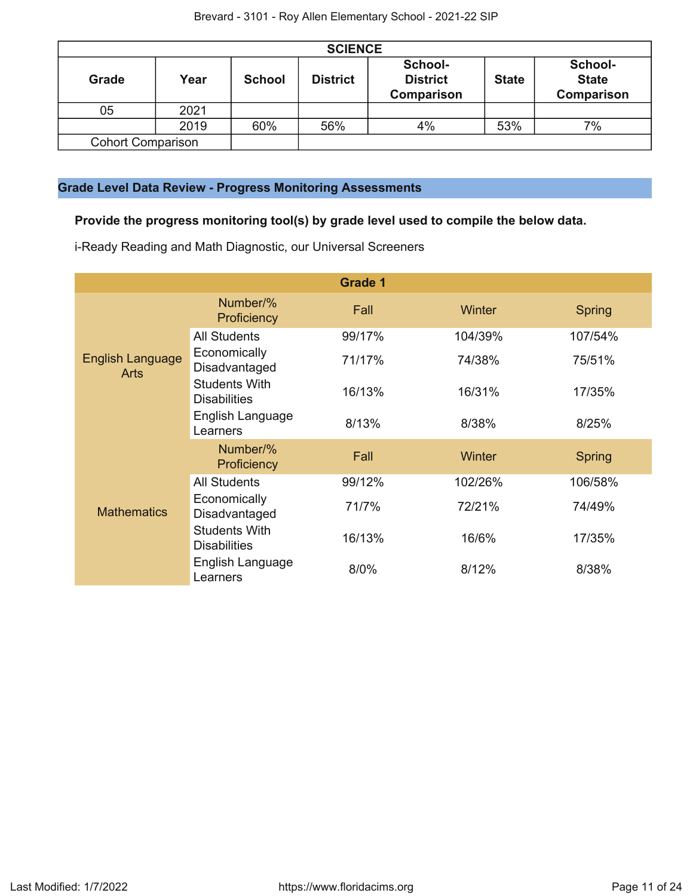| SCIENCE | | | | | | |
|---|---|---|---|---|---|---|
| **Grade** | **Year** | **School** | **District** | **School-District Comparison** | **State** | **School-State Comparison** |
| 05 | 2021 | | | | | |
| | 2019 | 60% | 56% | 4% | 53% | 7% |
| Cohort Comparison | | | | | | |

## Grade Level Data Review - Progress Monitoring Assessments

**Provide the progress monitoring tool(s) by grade level used to compile the below data.**

i-Ready Reading and Math Diagnostic, our Universal Screeners

| Grade 1 | | | | |
|---|---|---|---|---|
| | Number/% Proficiency | Fall | Winter | Spring |
| English Language Arts | All Students | 99/17% | 104/39% | 107/54% |
| | Economically Disadvantaged | 71/17% | 74/38% | 75/51% |
| | Students With Disabilities | 16/13% | 16/31% | 17/35% |
| | English Language Learners | 8/13% | 8/38% | 8/25% |
| | Number/% Proficiency | Fall | Winter | Spring |
| Mathematics | All Students | 99/12% | 102/26% | 106/58% |
| | Economically Disadvantaged | 71/7% | 72/21% | 74/49% |
| | Students With Disabilities | 16/13% | 16/6% | 17/35% |
| | English Language Learners | 8/0% | 8/12% | 8/38% |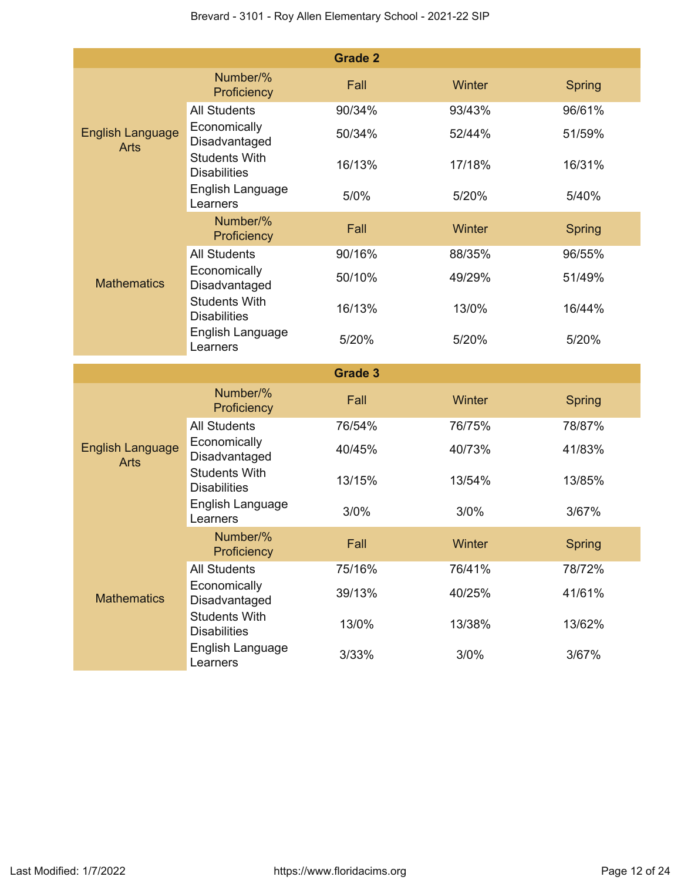| Grade 2 | | | | |
|---|---|---|---|---|
| | Number/% Proficiency | Fall | Winter | Spring |
| English Language Arts | All Students | 90/34% | 93/43% | 96/61% |
| | Economically Disadvantaged | 50/34% | 52/44% | 51/59% |
| | Students With Disabilities | 16/13% | 17/18% | 16/31% |
| | English Language Learners | 5/0% | 5/20% | 5/40% |
| | Number/% Proficiency | Fall | Winter | Spring |
| Mathematics | All Students | 90/16% | 88/35% | 96/55% |
| | Economically Disadvantaged | 50/10% | 49/29% | 51/49% |
| | Students With Disabilities | 16/13% | 13/0% | 16/44% |
| | English Language Learners | 5/20% | 5/20% | 5/20% |

| Grade 3 | | | | |
|---|---|---|---|---|
| | Number/% Proficiency | Fall | Winter | Spring |
| English Language Arts | All Students | 76/54% | 76/75% | 78/87% |
| | Economically Disadvantaged | 40/45% | 40/73% | 41/83% |
| | Students With Disabilities | 13/15% | 13/54% | 13/85% |
| | English Language Learners | 3/0% | 3/0% | 3/67% |
| | Number/% Proficiency | Fall | Winter | Spring |
| Mathematics | All Students | 75/16% | 76/41% | 78/72% |
| | Economically Disadvantaged | 39/13% | 40/25% | 41/61% |
| | Students With Disabilities | 13/0% | 13/38% | 13/62% |
| | English Language Learners | 3/33% | 3/0% | 3/67% |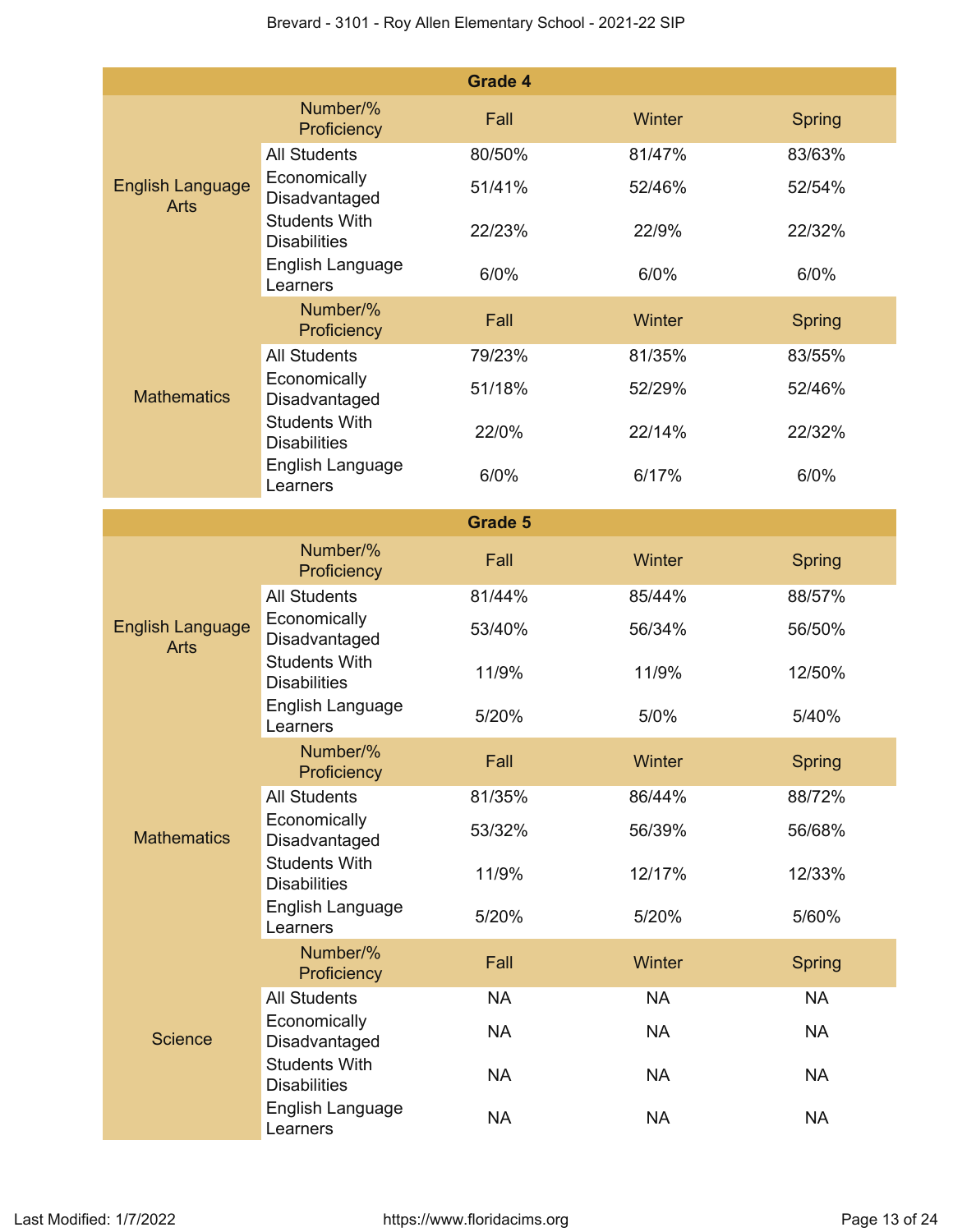| Grade 4 | | | | |
|---|---|---|---|---|
| English Language Arts | Number/% Proficiency | Fall | Winter | Spring |
| | All Students | 80/50% | 81/47% | 83/63% |
| | Economically Disadvantaged | 51/41% | 52/46% | 52/54% |
| | Students With Disabilities | 22/23% | 22/9% | 22/32% |
| | English Language Learners | 6/0% | 6/0% | 6/0% |
| Mathematics | Number/% Proficiency | Fall | Winter | Spring |
| | All Students | 79/23% | 81/35% | 83/55% |
| | Economically Disadvantaged | 51/18% | 52/29% | 52/46% |
| | Students With Disabilities | 22/0% | 22/14% | 22/32% |
| | English Language Learners | 6/0% | 6/17% | 6/0% |

| Grade 5 | | | | |
|---|---|---|---|---|
| English Language Arts | Number/% Proficiency | Fall | Winter | Spring |
| | All Students | 81/44% | 85/44% | 88/57% |
| | Economically Disadvantaged | 53/40% | 56/34% | 56/50% |
| | Students With Disabilities | 11/9% | 11/9% | 12/50% |
| | English Language Learners | 5/20% | 5/0% | 5/40% |
| Mathematics | Number/% Proficiency | Fall | Winter | Spring |
| | All Students | 81/35% | 86/44% | 88/72% |
| | Economically Disadvantaged | 53/32% | 56/39% | 56/68% |
| | Students With Disabilities | 11/9% | 12/17% | 12/33% |
| | English Language Learners | 5/20% | 5/20% | 5/60% |
| Science | Number/% Proficiency | Fall | Winter | Spring |
| | All Students | NA | NA | NA |
| | Economically Disadvantaged | NA | NA | NA |
| | Students With Disabilities | NA | NA | NA |
| | English Language Learners | NA | NA | NA |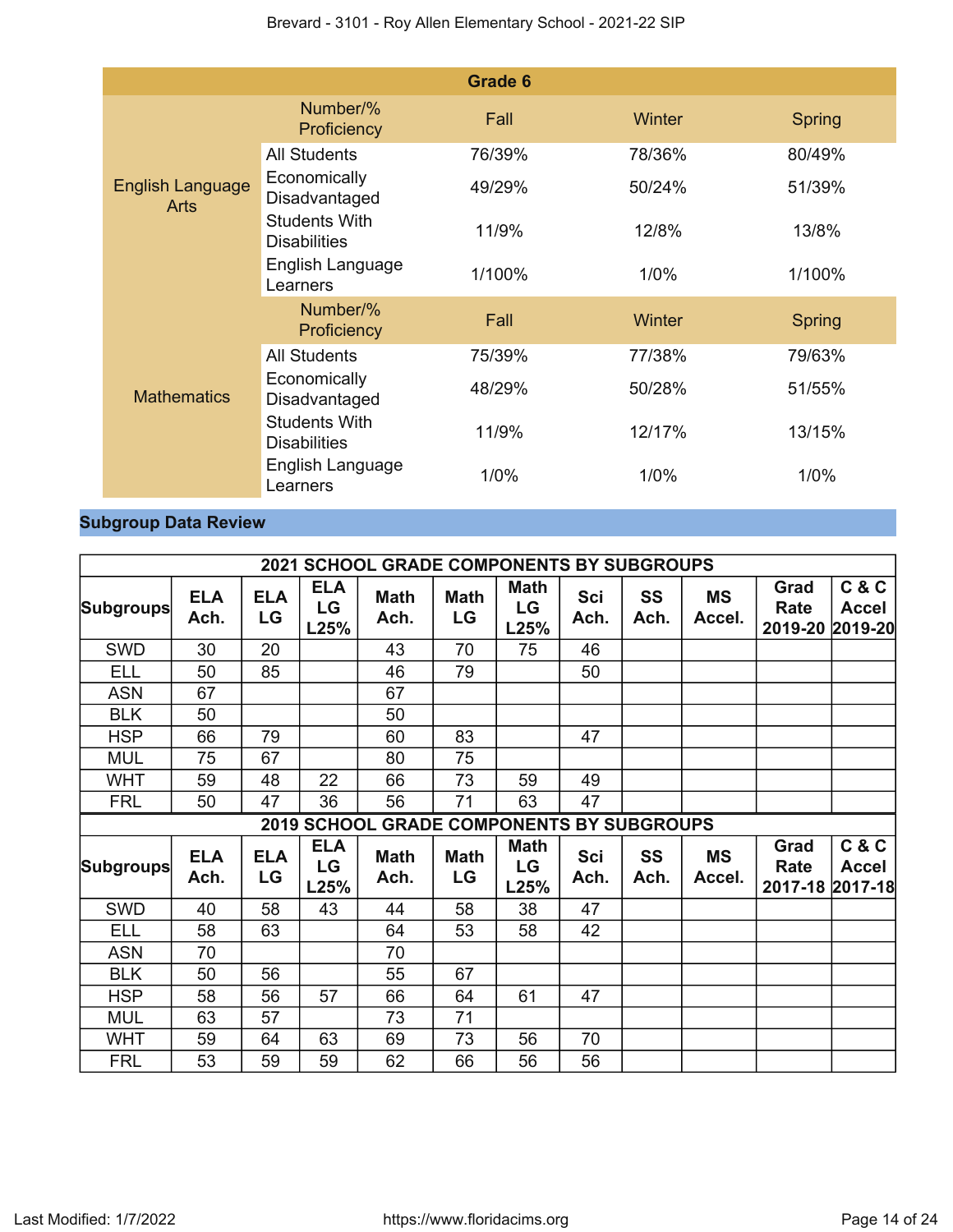| Grade 6 | | | | |
|---|---|---|---|---|
| English Language Arts | Number/% Proficiency | Fall | Winter | Spring |
| | All Students | 76/39% | 78/36% | 80/49% |
| | Economically Disadvantaged | 49/29% | 50/24% | 51/39% |
| | Students With Disabilities | 11/9% | 12/8% | 13/8% |
| | English Language Learners | 1/100% | 1/0% | 1/100% |
| Mathematics | Number/% Proficiency | Fall | Winter | Spring |
| | All Students | 75/39% | 77/38% | 79/63% |
| | Economically Disadvantaged | 48/29% | 50/28% | 51/55% |
| | Students With Disabilities | 11/9% | 12/17% | 13/15% |
| | English Language Learners | 1/0% | 1/0% | 1/0% |

## Subgroup Data Review

| 2021 SCHOOL GRADE COMPONENTS BY SUBGROUPS | | | | | | | | | | | |
|---|---|---|---|---|---|---|---|---|---|---|---|
| Subgroups | ELA Ach. | ELA LG | ELA LG L25% | Math Ach. | Math LG | Math LG L25% | Sci Ach. | SS Ach. | MS Accel. | Grad Rate 2019-20 | C & C Accel 2019-20 |
| SWD | 30 | 20 | | 43 | 70 | 75 | 46 | | | | |
| ELL | 50 | 85 | | 46 | 79 | | 50 | | | | |
| ASN | 67 | | | 67 | | | | | | | |
| BLK | 50 | | | 50 | | | | | | | |
| HSP | 66 | 79 | | 60 | 83 | | 47 | | | | |
| MUL | 75 | 67 | | 80 | 75 | | | | | | |
| WHT | 59 | 48 | 22 | 66 | 73 | 59 | 49 | | | | |
| FRL | 50 | 47 | 36 | 56 | 71 | 63 | 47 | | | | |

| 2019 SCHOOL GRADE COMPONENTS BY SUBGROUPS | | | | | | | | | | | |
|---|---|---|---|---|---|---|---|---|---|---|---|
| Subgroups | ELA Ach. | ELA LG | ELA LG L25% | Math Ach. | Math LG | Math LG L25% | Sci Ach. | SS Ach. | MS Accel. | Grad Rate 2017-18 | C & C Accel 2017-18 |
| SWD | 40 | 58 | 43 | 44 | 58 | 38 | 47 | | | | |
| ELL | 58 | 63 | | 64 | 53 | 58 | 42 | | | | |
| ASN | 70 | | | 70 | | | | | | | |
| BLK | 50 | 56 | | 55 | 67 | | | | | | |
| HSP | 58 | 56 | 57 | 66 | 64 | 61 | 47 | | | | |
| MUL | 63 | 57 | | 73 | 71 | | | | | | |
| WHT | 59 | 64 | 63 | 69 | 73 | 56 | 70 | | | | |
| FRL | 53 | 59 | 59 | 62 | 66 | 56 | 56 | | | | |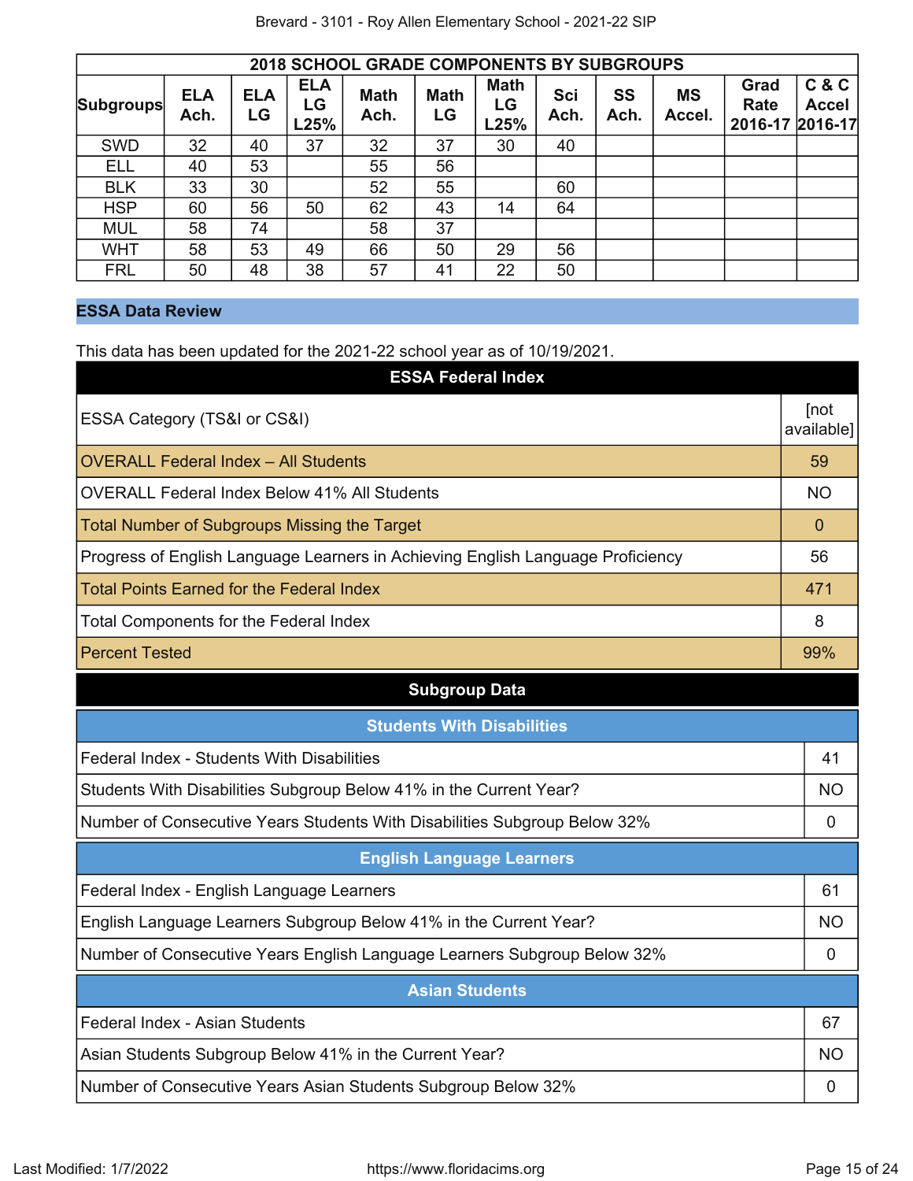| 2018 SCHOOL GRADE COMPONENTS BY SUBGROUPS | | | | | | | | | | | |
|---|---|---|---|---|---|---|---|---|---|---|---|
| Subgroups | ELA Ach. | ELA LG | ELA LG L25% | Math Ach. | Math LG | Math LG L25% | Sci Ach. | SS Ach. | MS Accel. | Grad Rate 2016-17 | C & C Accel 2016-17 |
| SWD | 32 | 40 | 37 | 32 | 37 | 30 | 40 | | | | |
| ELL | 40 | 53 | | 55 | 56 | | | | | | |
| BLK | 33 | 30 | | 52 | 55 | | 60 | | | | |
| HSP | 60 | 56 | 50 | 62 | 43 | 14 | 64 | | | | |
| MUL | 58 | 74 | | 58 | 37 | | | | | | |
| WHT | 58 | 53 | 49 | 66 | 50 | 29 | 56 | | | | |
| FRL | 50 | 48 | 38 | 57 | 41 | 22 | 50 | | | | |

## ESSA Data Review

This data has been updated for the 2021-22 school year as of 10/19/2021.

| ESSA Federal Index | |
|---|---|
| ESSA Category (TS&I or CS&I) | [not available] |
| OVERALL Federal Index – All Students | 59 |
| OVERALL Federal Index Below 41% All Students | NO |
| Total Number of Subgroups Missing the Target | 0 |
| Progress of English Language Learners in Achieving English Language Proficiency | 56 |
| Total Points Earned for the Federal Index | 471 |
| Total Components for the Federal Index | 8 |
| Percent Tested | 99% |

**Subgroup Data**

| Students With Disabilities | |
|---|---|
| Federal Index - Students With Disabilities | 41 |
| Students With Disabilities Subgroup Below 41% in the Current Year? | NO |
| Number of Consecutive Years Students With Disabilities Subgroup Below 32% | 0 |

| English Language Learners | |
|---|---|
| Federal Index - English Language Learners | 61 |
| English Language Learners Subgroup Below 41% in the Current Year? | NO |
| Number of Consecutive Years English Language Learners Subgroup Below 32% | 0 |

| Asian Students | |
|---|---|
| Federal Index - Asian Students | 67 |
| Asian Students Subgroup Below 41% in the Current Year? | NO |
| Number of Consecutive Years Asian Students Subgroup Below 32% | 0 |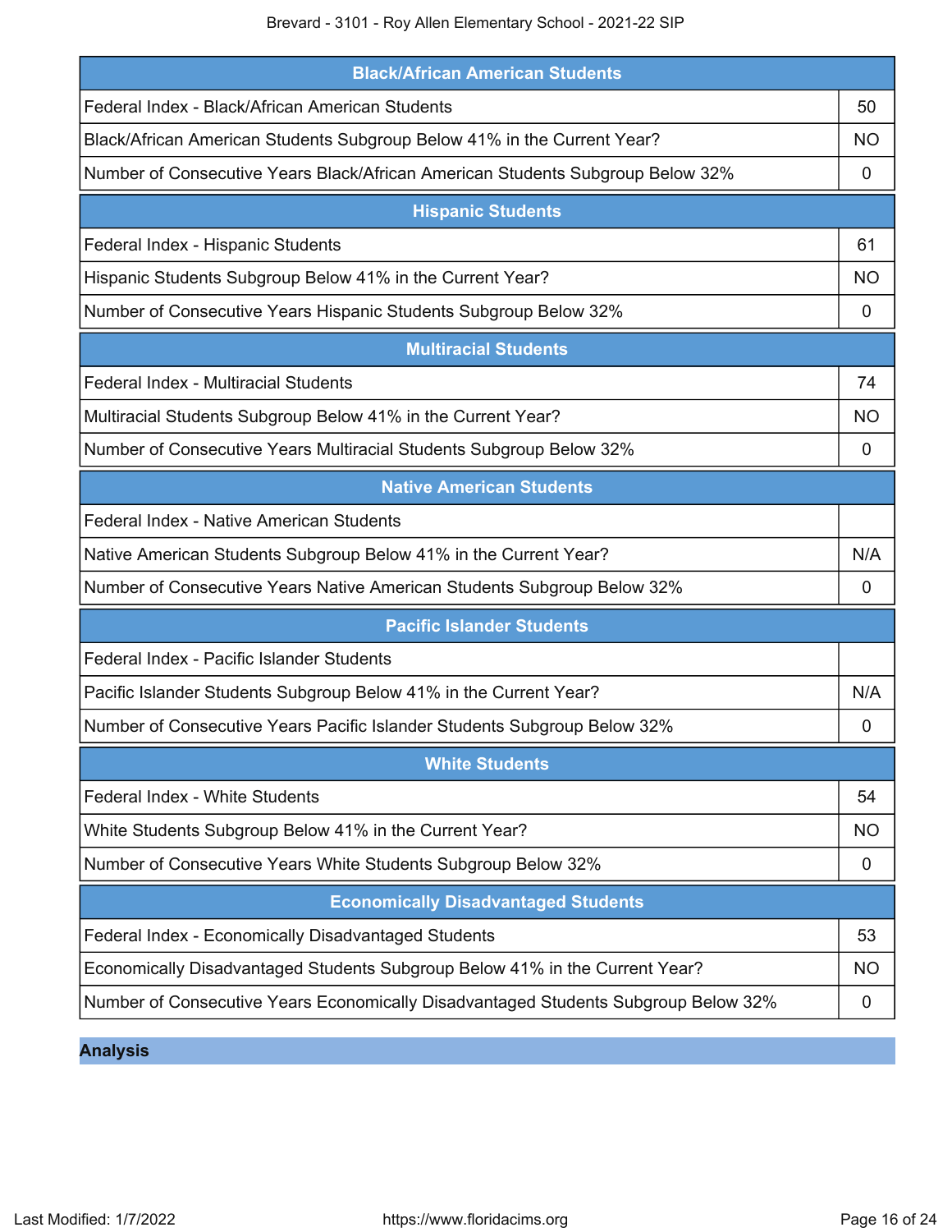| Black/African American Students | |
|---|---|
| Federal Index - Black/African American Students | 50 |
| Black/African American Students Subgroup Below 41% in the Current Year? | NO |
| Number of Consecutive Years Black/African American Students Subgroup Below 32% | 0 |

| Hispanic Students | |
|---|---|
| Federal Index - Hispanic Students | 61 |
| Hispanic Students Subgroup Below 41% in the Current Year? | NO |
| Number of Consecutive Years Hispanic Students Subgroup Below 32% | 0 |

| Multiracial Students | |
|---|---|
| Federal Index - Multiracial Students | 74 |
| Multiracial Students Subgroup Below 41% in the Current Year? | NO |
| Number of Consecutive Years Multiracial Students Subgroup Below 32% | 0 |

| Native American Students | |
|---|---|
| Federal Index - Native American Students | |
| Native American Students Subgroup Below 41% in the Current Year? | N/A |
| Number of Consecutive Years Native American Students Subgroup Below 32% | 0 |

| Pacific Islander Students | |
|---|---|
| Federal Index - Pacific Islander Students | |
| Pacific Islander Students Subgroup Below 41% in the Current Year? | N/A |
| Number of Consecutive Years Pacific Islander Students Subgroup Below 32% | 0 |

| White Students | |
|---|---|
| Federal Index - White Students | 54 |
| White Students Subgroup Below 41% in the Current Year? | NO |
| Number of Consecutive Years White Students Subgroup Below 32% | 0 |

| Economically Disadvantaged Students | |
|---|---|
| Federal Index - Economically Disadvantaged Students | 53 |
| Economically Disadvantaged Students Subgroup Below 41% in the Current Year? | NO |
| Number of Consecutive Years Economically Disadvantaged Students Subgroup Below 32% | 0 |

## Analysis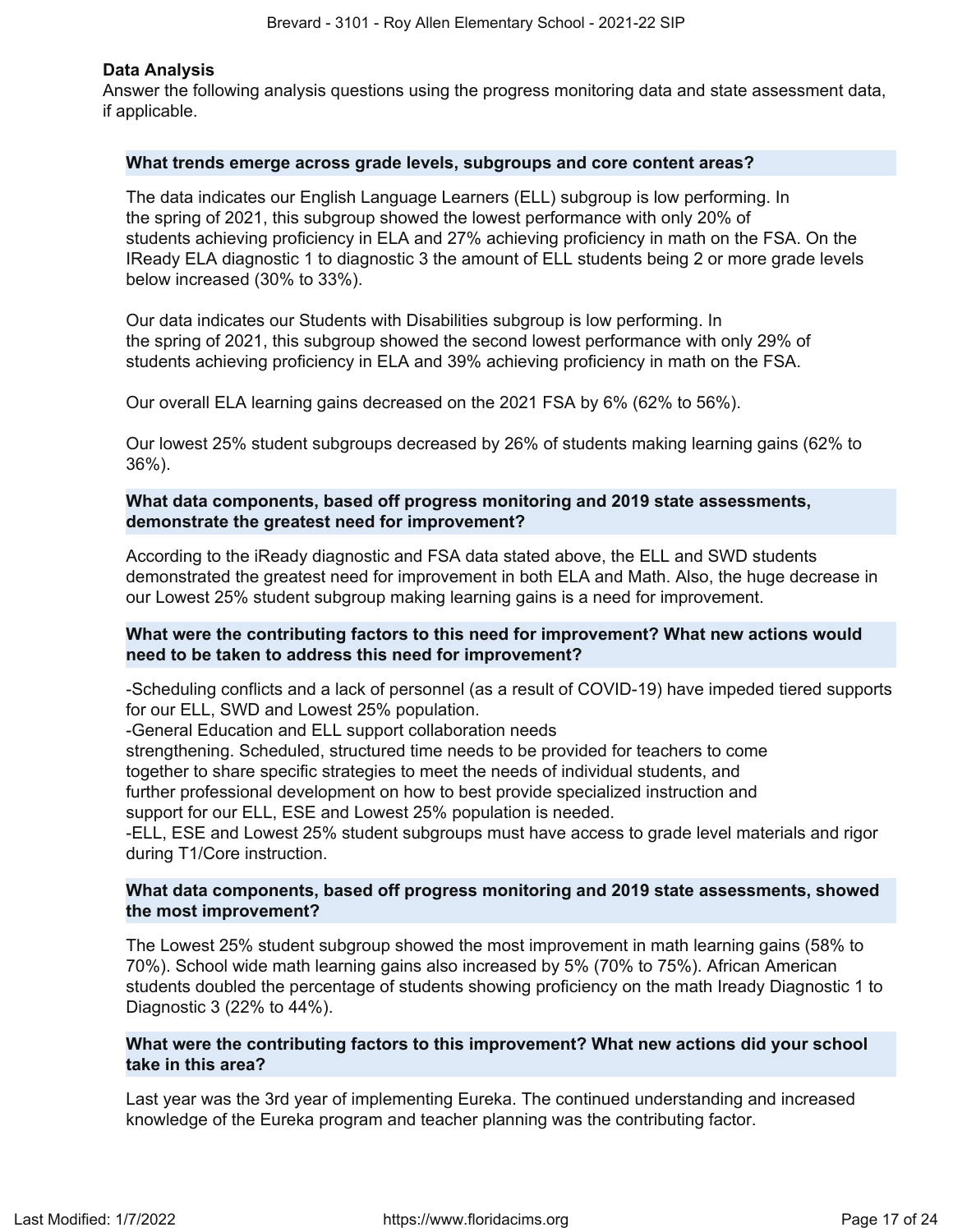## Data Analysis

Answer the following analysis questions using the progress monitoring data and state assessment data, if applicable.

### What trends emerge across grade levels, subgroups and core content areas?

The data indicates our English Language Learners (ELL) subgroup is low performing. In the spring of 2021, this subgroup showed the lowest performance with only 20% of students achieving proficiency in ELA and 27% achieving proficiency in math on the FSA. On the IReady ELA diagnostic 1 to diagnostic 3 the amount of ELL students being 2 or more grade levels below increased (30% to 33%).

Our data indicates our Students with Disabilities subgroup is low performing. In the spring of 2021, this subgroup showed the second lowest performance with only 29% of students achieving proficiency in ELA and 39% achieving proficiency in math on the FSA.

Our overall ELA learning gains decreased on the 2021 FSA by 6% (62% to 56%).

Our lowest 25% student subgroups decreased by 26% of students making learning gains (62% to 36%).

### What data components, based off progress monitoring and 2019 state assessments, demonstrate the greatest need for improvement?

According to the iReady diagnostic and FSA data stated above, the ELL and SWD students demonstrated the greatest need for improvement in both ELA and Math. Also, the huge decrease in our Lowest 25% student subgroup making learning gains is a need for improvement.

### What were the contributing factors to this need for improvement? What new actions would need to be taken to address this need for improvement?

-Scheduling conflicts and a lack of personnel (as a result of COVID-19) have impeded tiered supports for our ELL, SWD and Lowest 25% population.
-General Education and ELL support collaboration needs strengthening. Scheduled, structured time needs to be provided for teachers to come together to share specific strategies to meet the needs of individual students, and further professional development on how to best provide specialized instruction and support for our ELL, ESE and Lowest 25% population is needed.
-ELL, ESE and Lowest 25% student subgroups must have access to grade level materials and rigor during T1/Core instruction.

### What data components, based off progress monitoring and 2019 state assessments, showed the most improvement?

The Lowest 25% student subgroup showed the most improvement in math learning gains (58% to 70%). School wide math learning gains also increased by 5% (70% to 75%). African American students doubled the percentage of students showing proficiency on the math Iready Diagnostic 1 to Diagnostic 3 (22% to 44%).

### What were the contributing factors to this improvement? What new actions did your school take in this area?

Last year was the 3rd year of implementing Eureka. The continued understanding and increased knowledge of the Eureka program and teacher planning was the contributing factor.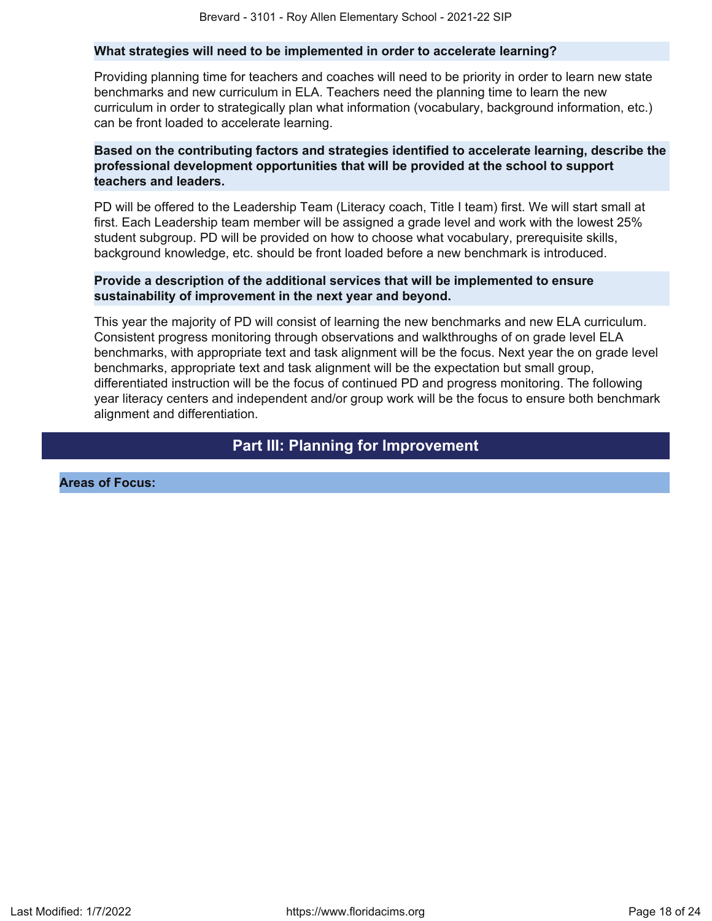#### What strategies will need to be implemented in order to accelerate learning?

Providing planning time for teachers and coaches will need to be priority in order to learn new state benchmarks and new curriculum in ELA. Teachers need the planning time to learn the new curriculum in order to strategically plan what information (vocabulary, background information, etc.) can be front loaded to accelerate learning.

#### Based on the contributing factors and strategies identified to accelerate learning, describe the professional development opportunities that will be provided at the school to support teachers and leaders.

PD will be offered to the Leadership Team (Literacy coach, Title I team) first. We will start small at first. Each Leadership team member will be assigned a grade level and work with the lowest 25% student subgroup. PD will be provided on how to choose what vocabulary, prerequisite skills, background knowledge, etc. should be front loaded before a new benchmark is introduced.

#### Provide a description of the additional services that will be implemented to ensure sustainability of improvement in the next year and beyond.

This year the majority of PD will consist of learning the new benchmarks and new ELA curriculum. Consistent progress monitoring through observations and walkthroughs of on grade level ELA benchmarks, with appropriate text and task alignment will be the focus. Next year the on grade level benchmarks, appropriate text and task alignment will be the expectation but small group, differentiated instruction will be the focus of continued PD and progress monitoring. The following year literacy centers and independent and/or group work will be the focus to ensure both benchmark alignment and differentiation.

## Part III: Planning for Improvement

### Areas of Focus: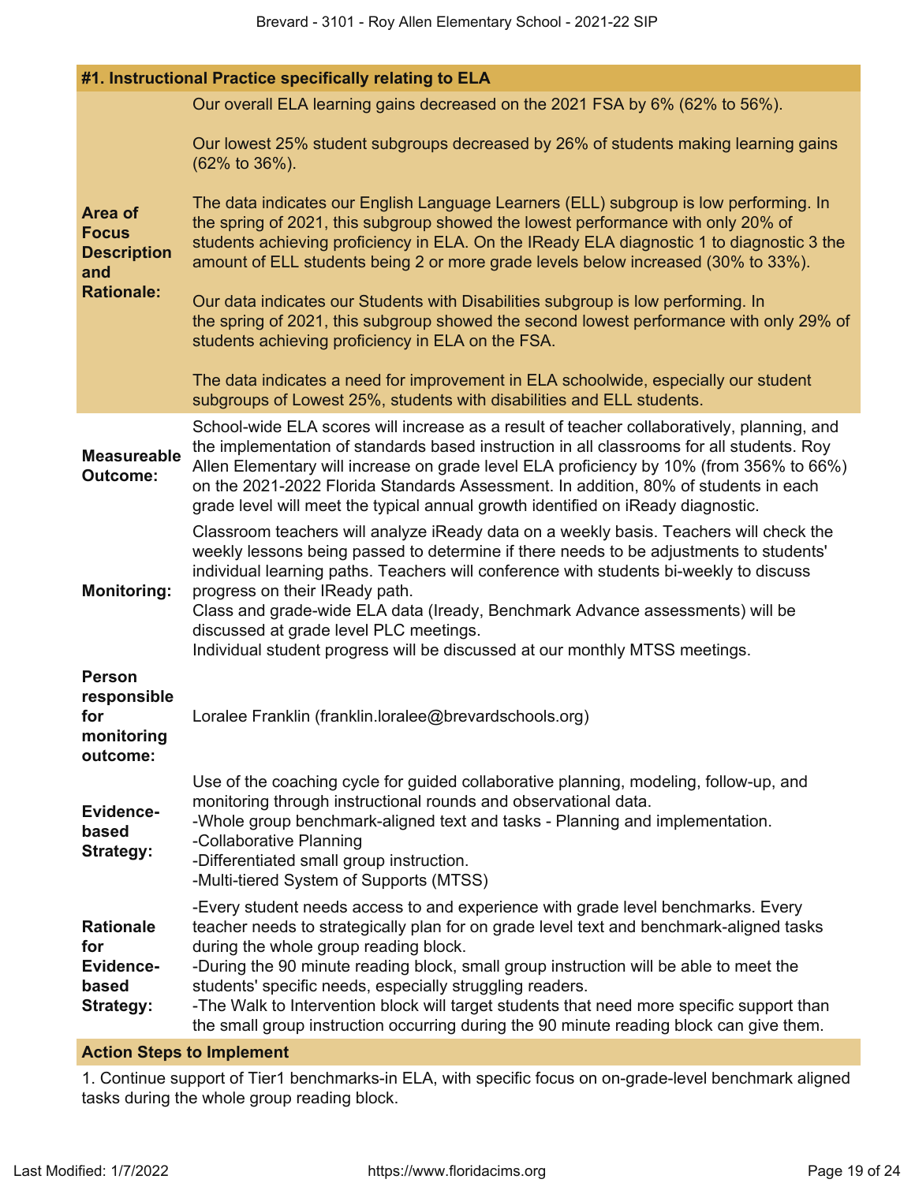### #1. Instructional Practice specifically relating to ELA

**Area of Focus Description and Rationale:**

Our overall ELA learning gains decreased on the 2021 FSA by 6% (62% to 56%).

Our lowest 25% student subgroups decreased by 26% of students making learning gains (62% to 36%).

The data indicates our English Language Learners (ELL) subgroup is low performing. In the spring of 2021, this subgroup showed the lowest performance with only 20% of students achieving proficiency in ELA. On the IReady ELA diagnostic 1 to diagnostic 3 the amount of ELL students being 2 or more grade levels below increased (30% to 33%).

Our data indicates our Students with Disabilities subgroup is low performing. In the spring of 2021, this subgroup showed the second lowest performance with only 29% of students achieving proficiency in ELA on the FSA.

The data indicates a need for improvement in ELA schoolwide, especially our student subgroups of Lowest 25%, students with disabilities and ELL students.

**Measureable Outcome:**

School-wide ELA scores will increase as a result of teacher collaboratively, planning, and the implementation of standards based instruction in all classrooms for all students. Roy Allen Elementary will increase on grade level ELA proficiency by 10% (from 356% to 66%) on the 2021-2022 Florida Standards Assessment. In addition, 80% of students in each grade level will meet the typical annual growth identified on iReady diagnostic.

**Monitoring:**

Classroom teachers will analyze iReady data on a weekly basis. Teachers will check the weekly lessons being passed to determine if there needs to be adjustments to students' individual learning paths. Teachers will conference with students bi-weekly to discuss progress on their IReady path.
Class and grade-wide ELA data (Iready, Benchmark Advance assessments) will be discussed at grade level PLC meetings.
Individual student progress will be discussed at our monthly MTSS meetings.

**Person responsible for monitoring outcome:**

Loralee Franklin (franklin.loralee@brevardschools.org)

**Evidence-based Strategy:**

Use of the coaching cycle for guided collaborative planning, modeling, follow-up, and monitoring through instructional rounds and observational data.
-Whole group benchmark-aligned text and tasks - Planning and implementation.
-Collaborative Planning
-Differentiated small group instruction.
-Multi-tiered System of Supports (MTSS)

**Rationale for Evidence-based Strategy:**

-Every student needs access to and experience with grade level benchmarks. Every teacher needs to strategically plan for on grade level text and benchmark-aligned tasks during the whole group reading block.
-During the 90 minute reading block, small group instruction will be able to meet the students' specific needs, especially struggling readers.
-The Walk to Intervention block will target students that need more specific support than the small group instruction occurring during the 90 minute reading block can give them.

**Action Steps to Implement**

1. Continue support of Tier1 benchmarks-in ELA, with specific focus on on-grade-level benchmark aligned tasks during the whole group reading block.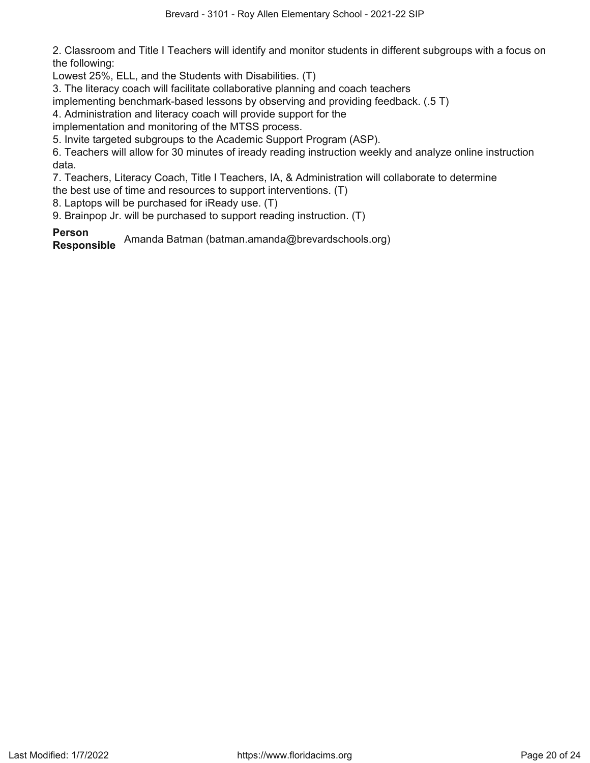2. Classroom and Title I Teachers will identify and monitor students in different subgroups with a focus on the following:
Lowest 25%, ELL, and the Students with Disabilities. (T)
3. The literacy coach will facilitate collaborative planning and coach teachers
implementing benchmark-based lessons by observing and providing feedback. (.5 T)
4. Administration and literacy coach will provide support for the
implementation and monitoring of the MTSS process.
5. Invite targeted subgroups to the Academic Support Program (ASP).
6. Teachers will allow for 30 minutes of iready reading instruction weekly and analyze online instruction data.
7. Teachers, Literacy Coach, Title I Teachers, IA, & Administration will collaborate to determine
the best use of time and resources to support interventions. (T)
8. Laptops will be purchased for iReady use. (T)
9. Brainpop Jr. will be purchased to support reading instruction. (T)

**Person Responsible** Amanda Batman (batman.amanda@brevardschools.org)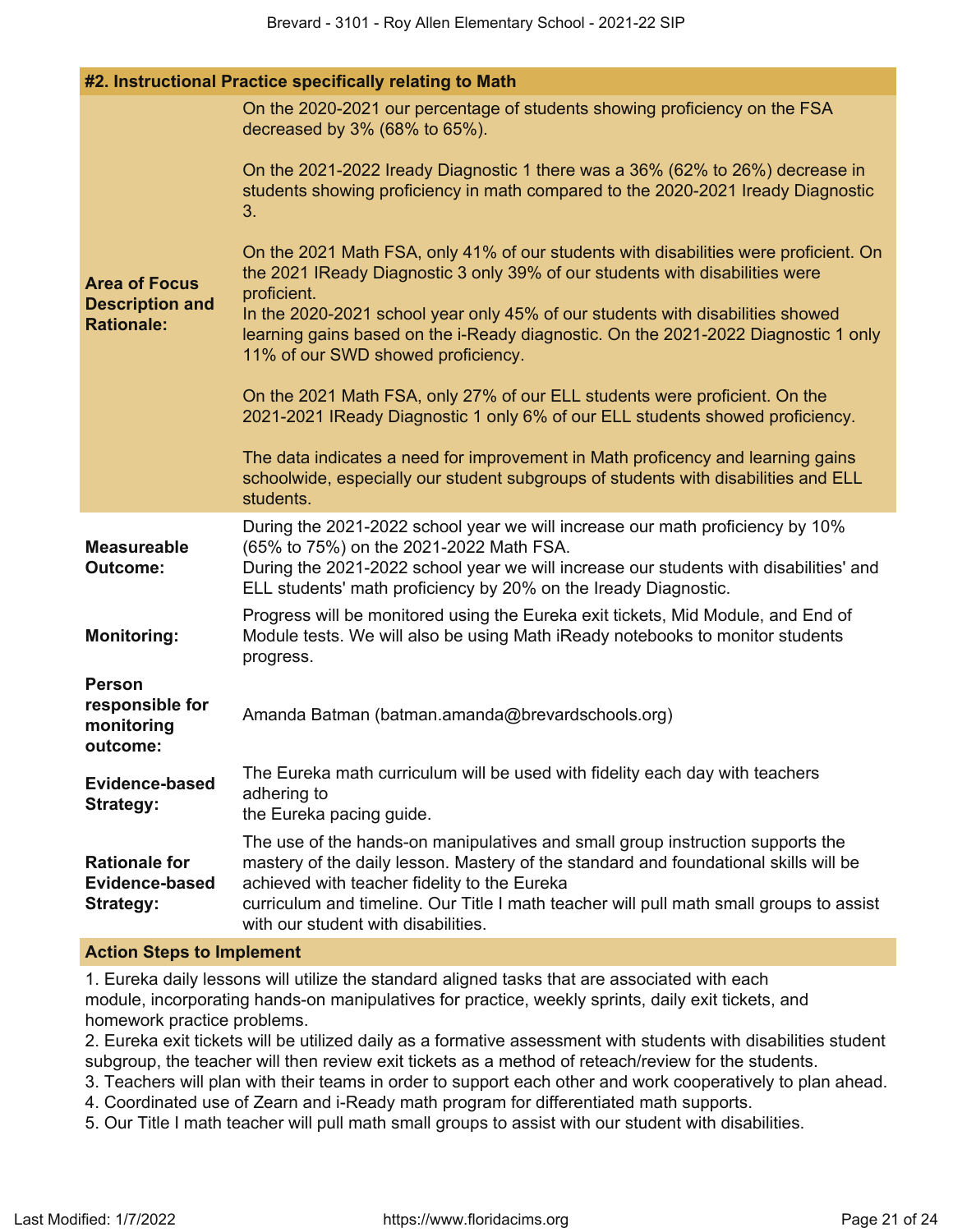| #2. Instructional Practice specifically relating to Math | |
|---|---|
| **Area of Focus Description and Rationale:** | On the 2020-2021 our percentage of students showing proficiency on the FSA decreased by 3% (68% to 65%).<br><br>On the 2021-2022 Iready Diagnostic 1 there was a 36% (62% to 26%) decrease in students showing proficiency in math compared to the 2020-2021 Iready Diagnostic 3.<br><br>On the 2021 Math FSA, only 41% of our students with disabilities were proficient. On the 2021 IReady Diagnostic 3 only 39% of our students with disabilities were proficient.<br>In the 2020-2021 school year only 45% of our students with disabilities showed learning gains based on the i-Ready diagnostic. On the 2021-2022 Diagnostic 1 only 11% of our SWD showed proficiency.<br><br>On the 2021 Math FSA, only 27% of our ELL students were proficient. On the 2021-2021 IReady Diagnostic 1 only 6% of our ELL students showed proficiency.<br><br>The data indicates a need for improvement in Math proficency and learning gains schoolwide, especially our student subgroups of students with disabilities and ELL students. |
| **Measureable Outcome:** | During the 2021-2022 school year we will increase our math proficiency by 10% (65% to 75%) on the 2021-2022 Math FSA.<br>During the 2021-2022 school year we will increase our students with disabilities' and ELL students' math proficiency by 20% on the Iready Diagnostic. |
| **Monitoring:** | Progress will be monitored using the Eureka exit tickets, Mid Module, and End of Module tests. We will also be using Math iReady notebooks to monitor students progress. |
| **Person responsible for monitoring outcome:** | Amanda Batman (batman.amanda@brevardschools.org) |
| **Evidence-based Strategy:** | The Eureka math curriculum will be used with fidelity each day with teachers adhering to<br>the Eureka pacing guide. |
| **Rationale for Evidence-based Strategy:** | The use of the hands-on manipulatives and small group instruction supports the mastery of the daily lesson. Mastery of the standard and foundational skills will be achieved with teacher fidelity to the Eureka<br>curriculum and timeline. Our Title I math teacher will pull math small groups to assist with our student with disabilities. |

**Action Steps to Implement**

1. Eureka daily lessons will utilize the standard aligned tasks that are associated with each module, incorporating hands-on manipulatives for practice, weekly sprints, daily exit tickets, and homework practice problems.
2. Eureka exit tickets will be utilized daily as a formative assessment with students with disabilities student subgroup, the teacher will then review exit tickets as a method of reteach/review for the students.
3. Teachers will plan with their teams in order to support each other and work cooperatively to plan ahead.
4. Coordinated use of Zearn and i-Ready math program for differentiated math supports.
5. Our Title I math teacher will pull math small groups to assist with our student with disabilities.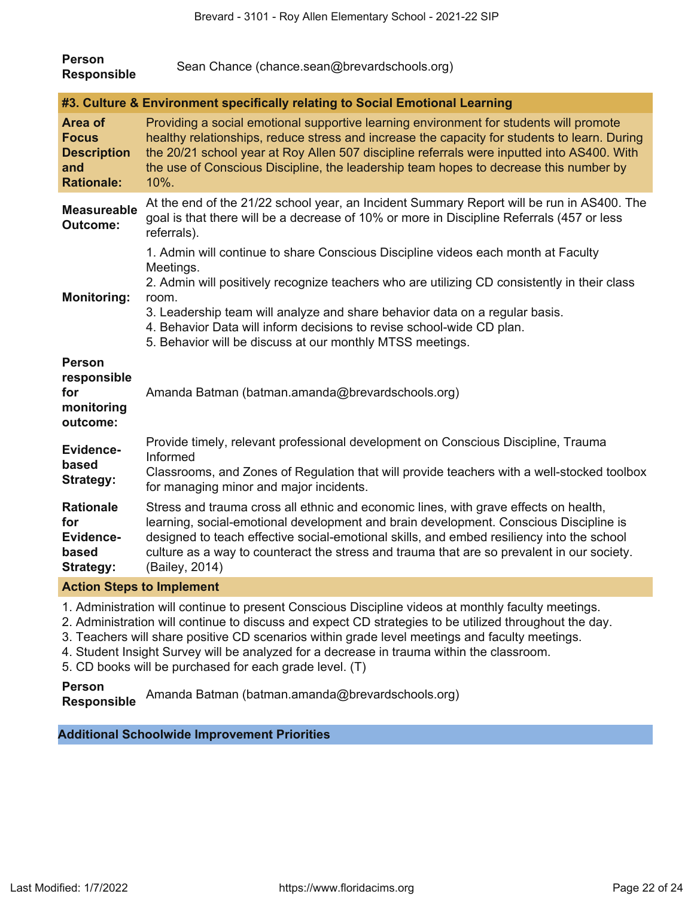| | |
|---|---|
| **Person Responsible** | Sean Chance (chance.sean@brevardschools.org) |

### #3. Culture & Environment specifically relating to Social Emotional Learning

| | |
|---|---|
| **Area of Focus Description and Rationale:** | Providing a social emotional supportive learning environment for students will promote healthy relationships, reduce stress and increase the capacity for students to learn. During the 20/21 school year at Roy Allen 507 discipline referrals were inputted into AS400. With the use of Conscious Discipline, the leadership team hopes to decrease this number by 10%. |
| **Measureable Outcome:** | At the end of the 21/22 school year, an Incident Summary Report will be run in AS400. The goal is that there will be a decrease of 10% or more in Discipline Referrals (457 or less referrals). |
| **Monitoring:** | 1. Admin will continue to share Conscious Discipline videos each month at Faculty Meetings.<br>2. Admin will positively recognize teachers who are utilizing CD consistently in their class room.<br>3. Leadership team will analyze and share behavior data on a regular basis.<br>4. Behavior Data will inform decisions to revise school-wide CD plan.<br>5. Behavior will be discuss at our monthly MTSS meetings. |
| **Person responsible for monitoring outcome:** | Amanda Batman (batman.amanda@brevardschools.org) |
| **Evidence-based Strategy:** | Provide timely, relevant professional development on Conscious Discipline, Trauma Informed<br>Classrooms, and Zones of Regulation that will provide teachers with a well-stocked toolbox for managing minor and major incidents. |
| **Rationale for Evidence-based Strategy:** | Stress and trauma cross all ethnic and economic lines, with grave effects on health, learning, social-emotional development and brain development. Conscious Discipline is designed to teach effective social-emotional skills, and embed resiliency into the school culture as a way to counteract the stress and trauma that are so prevalent in our society. (Bailey, 2014) |

#### Action Steps to Implement

1. Administration will continue to present Conscious Discipline videos at monthly faculty meetings.
2. Administration will continue to discuss and expect CD strategies to be utilized throughout the day.
3. Teachers will share positive CD scenarios within grade level meetings and faculty meetings.
4. Student Insight Survey will be analyzed for a decrease in trauma within the classroom.
5. CD books will be purchased for each grade level. (T)

| | |
|---|---|
| **Person Responsible** | Amanda Batman (batman.amanda@brevardschools.org) |

## Additional Schoolwide Improvement Priorities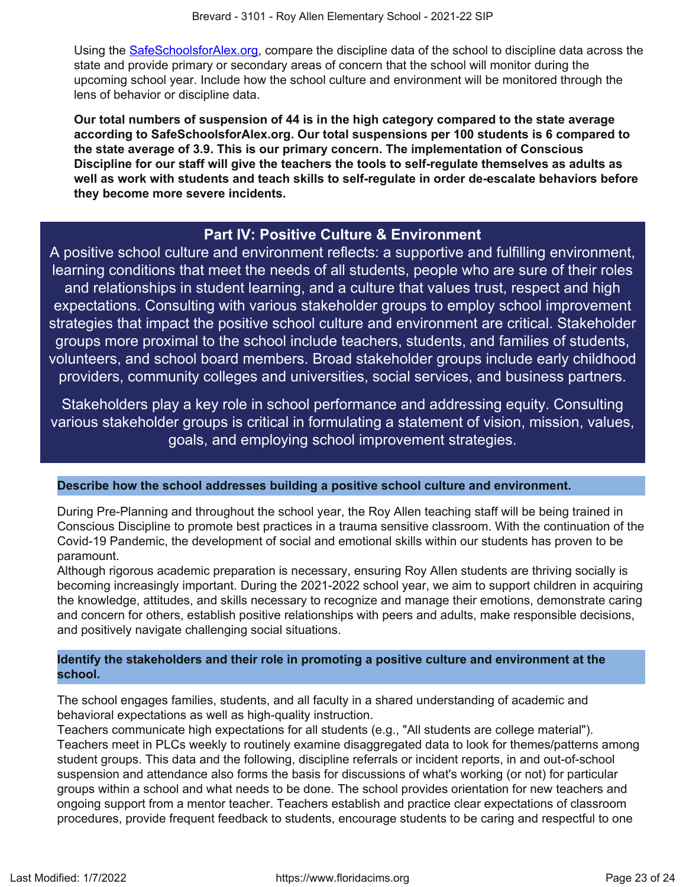Using the [SafeSchoolsforAlex.org](https://www.safeschoolsforalex.org), compare the discipline data of the school to discipline data across the state and provide primary or secondary areas of concern that the school will monitor during the upcoming school year. Include how the school culture and environment will be monitored through the lens of behavior or discipline data.

**Our total numbers of suspension of 44 is in the high category compared to the state average according to SafeSchoolsforAlex.org. Our total suspensions per 100 students is 6 compared to the state average of 3.9. This is our primary concern. The implementation of Conscious Discipline for our staff will give the teachers the tools to self-regulate themselves as adults as well as work with students and teach skills to self-regulate in order de-escalate behaviors before they become more severe incidents.**

## Part IV: Positive Culture & Environment

A positive school culture and environment reflects: a supportive and fulfilling environment, learning conditions that meet the needs of all students, people who are sure of their roles and relationships in student learning, and a culture that values trust, respect and high expectations. Consulting with various stakeholder groups to employ school improvement strategies that impact the positive school culture and environment are critical. Stakeholder groups more proximal to the school include teachers, students, and families of students, volunteers, and school board members. Broad stakeholder groups include early childhood providers, community colleges and universities, social services, and business partners.

Stakeholders play a key role in school performance and addressing equity. Consulting various stakeholder groups is critical in formulating a statement of vision, mission, values, goals, and employing school improvement strategies.

### Describe how the school addresses building a positive school culture and environment.

During Pre-Planning and throughout the school year, the Roy Allen teaching staff will be being trained in Conscious Discipline to promote best practices in a trauma sensitive classroom. With the continuation of the Covid-19 Pandemic, the development of social and emotional skills within our students has proven to be paramount.
Although rigorous academic preparation is necessary, ensuring Roy Allen students are thriving socially is becoming increasingly important. During the 2021-2022 school year, we aim to support children in acquiring the knowledge, attitudes, and skills necessary to recognize and manage their emotions, demonstrate caring and concern for others, establish positive relationships with peers and adults, make responsible decisions, and positively navigate challenging social situations.

### Identify the stakeholders and their role in promoting a positive culture and environment at the school.

The school engages families, students, and all faculty in a shared understanding of academic and behavioral expectations as well as high-quality instruction.
Teachers communicate high expectations for all students (e.g., "All students are college material").
Teachers meet in PLCs weekly to routinely examine disaggregated data to look for themes/patterns among student groups. This data and the following, discipline referrals or incident reports, in and out-of-school suspension and attendance also forms the basis for discussions of what's working (or not) for particular groups within a school and what needs to be done. The school provides orientation for new teachers and ongoing support from a mentor teacher. Teachers establish and practice clear expectations of classroom procedures, provide frequent feedback to students, encourage students to be caring and respectful to one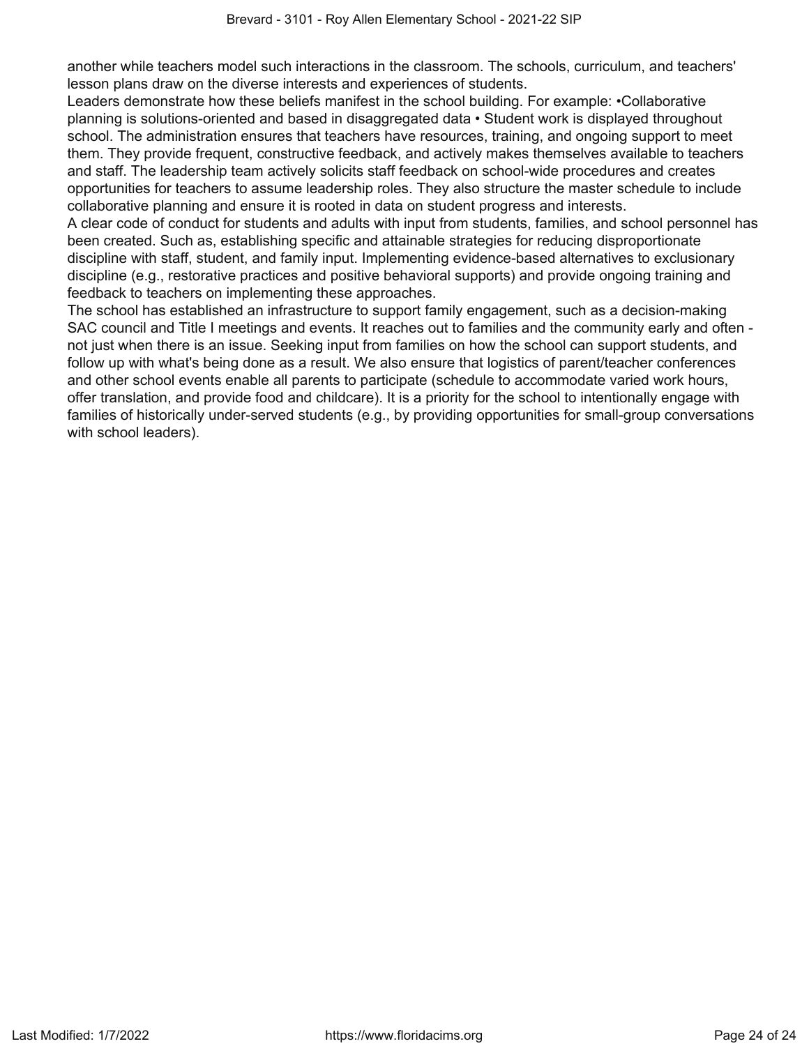another while teachers model such interactions in the classroom. The schools, curriculum, and teachers' lesson plans draw on the diverse interests and experiences of students.

Leaders demonstrate how these beliefs manifest in the school building. For example: •Collaborative planning is solutions-oriented and based in disaggregated data • Student work is displayed throughout school. The administration ensures that teachers have resources, training, and ongoing support to meet them. They provide frequent, constructive feedback, and actively makes themselves available to teachers and staff. The leadership team actively solicits staff feedback on school-wide procedures and creates opportunities for teachers to assume leadership roles. They also structure the master schedule to include collaborative planning and ensure it is rooted in data on student progress and interests.

A clear code of conduct for students and adults with input from students, families, and school personnel has been created. Such as, establishing specific and attainable strategies for reducing disproportionate discipline with staff, student, and family input. Implementing evidence-based alternatives to exclusionary discipline (e.g., restorative practices and positive behavioral supports) and provide ongoing training and feedback to teachers on implementing these approaches.

The school has established an infrastructure to support family engagement, such as a decision-making SAC council and Title I meetings and events. It reaches out to families and the community early and often - not just when there is an issue. Seeking input from families on how the school can support students, and follow up with what's being done as a result. We also ensure that logistics of parent/teacher conferences and other school events enable all parents to participate (schedule to accommodate varied work hours, offer translation, and provide food and childcare). It is a priority for the school to intentionally engage with families of historically under-served students (e.g., by providing opportunities for small-group conversations with school leaders).